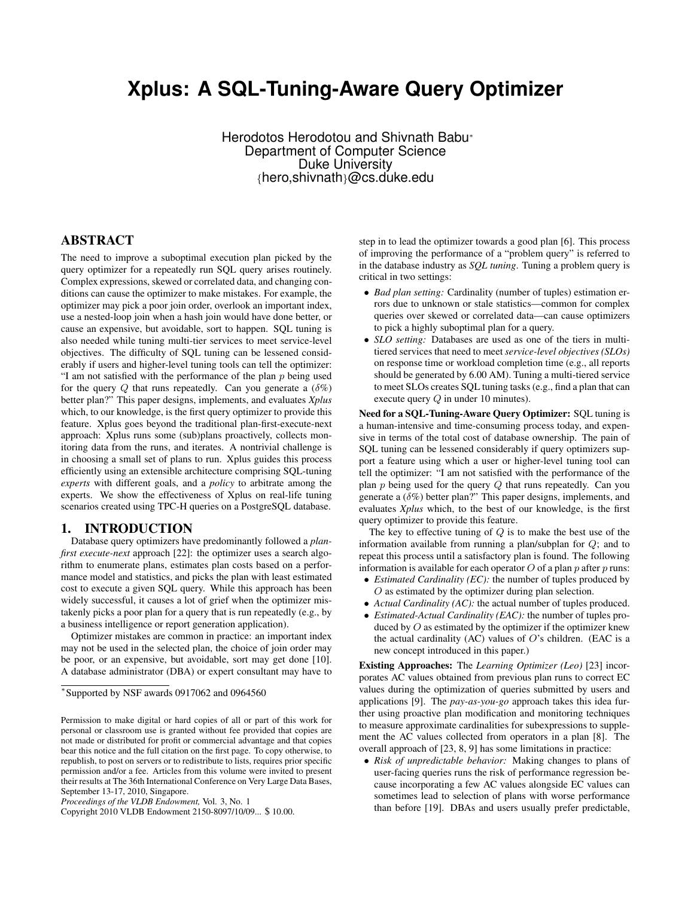# Xplus: A SQL-Tuning-Aware Query Optimizer

Herodotos Herodotou and Shivnath Babu*
Department of Computer Science
Duke University
{hero,shivnath}@cs.duke.edu

## ABSTRACT

The need to improve a suboptimal execution plan picked by the query optimizer for a repeatedly run SQL query arises routinely. Complex expressions, skewed or correlated data, and changing conditions can cause the optimizer to make mistakes. For example, the optimizer may pick a poor join order, overlook an important index, use a nested-loop join when a hash join would have done better, or cause an expensive, but avoidable, sort to happen. SQL tuning is also needed while tuning multi-tier services to meet service-level objectives. The difficulty of SQL tuning can be lessened considerably if users and higher-level tuning tools can tell the optimizer: "I am not satisfied with the performance of the plan $p$ being used for the query $Q$ that runs repeatedly. Can you generate a ($\delta\%$) better plan?" This paper designs, implements, and evaluates *Xplus* which, to our knowledge, is the first query optimizer to provide this feature. Xplus goes beyond the traditional plan-first-execute-next approach: Xplus runs some (sub)plans proactively, collects monitoring data from the runs, and iterates. A nontrivial challenge is in choosing a small set of plans to run. Xplus guides this process efficiently using an extensible architecture comprising SQL-tuning *experts* with different goals, and a *policy* to arbitrate among the experts. We show the effectiveness of Xplus on real-life tuning scenarios created using TPC-H queries on a PostgreSQL database.

## 1. INTRODUCTION

Database query optimizers have predominantly followed a *plan-first execute-next* approach [22]: the optimizer uses a search algorithm to enumerate plans, estimates plan costs based on a performance model and statistics, and picks the plan with least estimated cost to execute a given SQL query. While this approach has been widely successful, it causes a lot of grief when the optimizer mistakenly picks a poor plan for a query that is run repeatedly (e.g., by a business intelligence or report generation application).

Optimizer mistakes are common in practice: an important index may not be used in the selected plan, the choice of join order may be poor, or an expensive, but avoidable, sort may get done [10]. A database administrator (DBA) or expert consultant may have to step in to lead the optimizer towards a good plan [6]. This process of improving the performance of a "problem query" is referred to in the database industry as *SQL tuning*. Tuning a problem query is critical in two settings:

- *Bad plan setting:* Cardinality (number of tuples) estimation errors due to unknown or stale statistics—common for complex queries over skewed or correlated data—can cause optimizers to pick a highly suboptimal plan for a query.
- *SLO setting:* Databases are used as one of the tiers in multi-tiered services that need to meet *service-level objectives (SLOs)* on response time or workload completion time (e.g., all reports should be generated by 6.00 AM). Tuning a multi-tiered service to meet SLOs creates SQL tuning tasks (e.g., find a plan that can execute query $Q$ in under 10 minutes).

**Need for a SQL-Tuning-Aware Query Optimizer:** SQL tuning is a human-intensive and time-consuming process today, and expensive in terms of the total cost of database ownership. The pain of SQL tuning can be lessened considerably if query optimizers support a feature using which a user or higher-level tuning tool can tell the optimizer: "I am not satisfied with the performance of the plan $p$ being used for the query $Q$ that runs repeatedly. Can you generate a ($\delta\%$) better plan?" This paper designs, implements, and evaluates *Xplus* which, to the best of our knowledge, is the first query optimizer to provide this feature.

The key to effective tuning of $Q$ is to make the best use of the information available from running a plan/subplan for $Q$; and to repeat this process until a satisfactory plan is found. The following information is available for each operator $O$ of a plan $p$ after $p$ runs:

- *Estimated Cardinality (EC):* the number of tuples produced by $O$ as estimated by the optimizer during plan selection.
- *Actual Cardinality (AC):* the actual number of tuples produced.
- *Estimated-Actual Cardinality (EAC):* the number of tuples produced by $O$ as estimated by the optimizer if the optimizer knew the actual cardinality (AC) values of $O$'s children. (EAC is a new concept introduced in this paper.)

**Existing Approaches:** The *Learning Optimizer (Leo)* [23] incorporates AC values obtained from previous plan runs to correct EC values during the optimization of queries submitted by users and applications [9]. The *pay-as-you-go* approach takes this idea further using proactive plan modification and monitoring techniques to measure approximate cardinalities for subexpressions to supplement the AC values collected from operators in a plan [8]. The overall approach of [23, 8, 9] has some limitations in practice:

- *Risk of unpredictable behavior:* Making changes to plans of user-facing queries runs the risk of performance regression because incorporating a few AC values alongside EC values can sometimes lead to selection of plans with worse performance than before [19]. DBAs and users usually prefer predictable,

*Supported by NSF awards 0917062 and 0964560

Permission to make digital or hard copies of all or part of this work for personal or classroom use is granted without fee provided that copies are not made or distributed for profit or commercial advantage and that copies bear this notice and the full citation on the first page. To copy otherwise, to republish, to post on servers or to redistribute to lists, requires prior specific permission and/or a fee. Articles from this volume were invited to present their results at The 36th International Conference on Very Large Data Bases, September 13-17, 2010, Singapore.
*Proceedings of the VLDB Endowment,* Vol. 3, No. 1
Copyright 2010 VLDB Endowment 2150-8097/10/09... $ 10.00.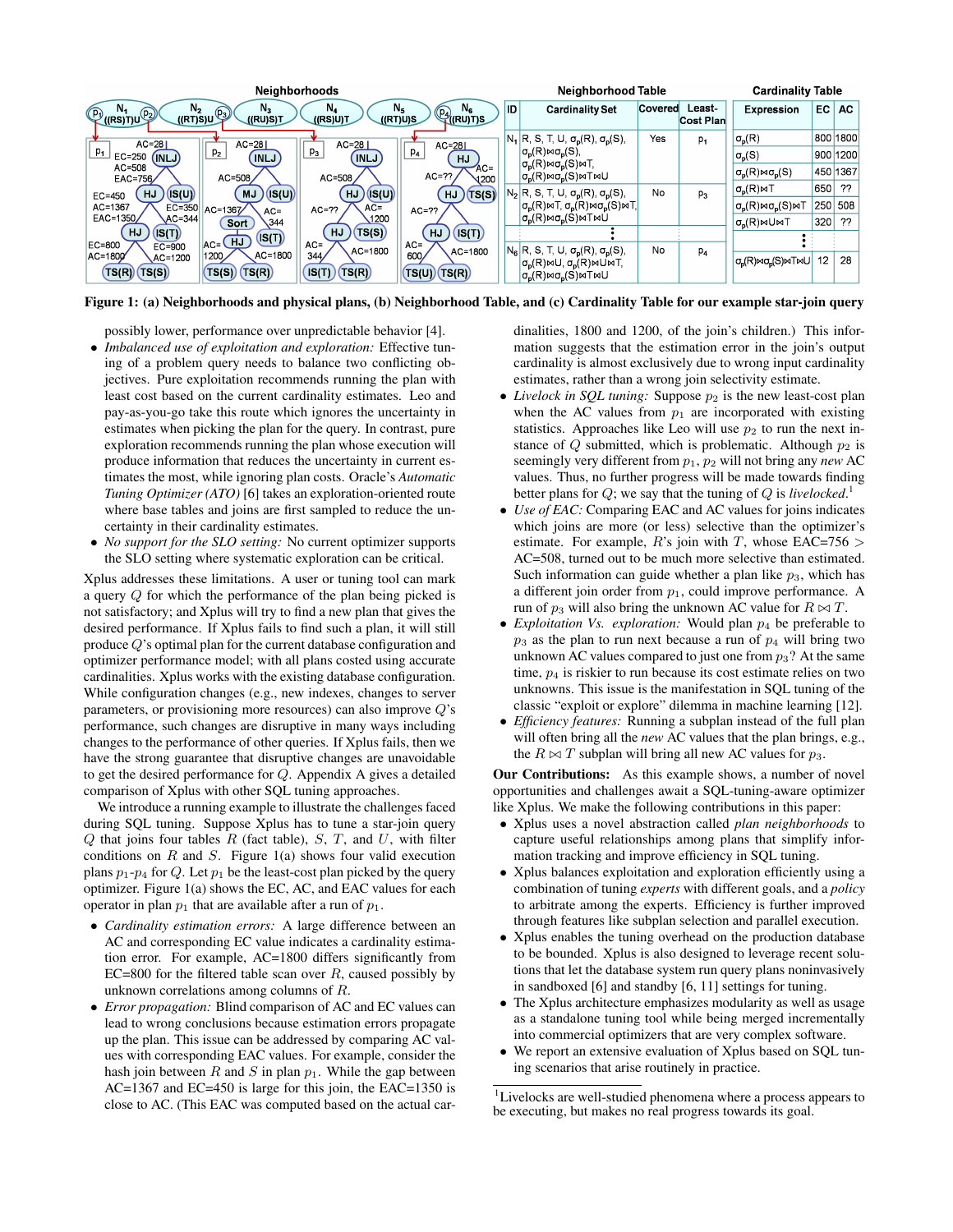Figure 1: (a) Neighborhoods and physical plans, (b) Neighborhood Table, and (c) Cardinality Table for our example star-join query

possibly lower, performance over unpredictable behavior [4].

- *Imbalanced use of exploitation and exploration:* Effective tuning of a problem query needs to balance two conflicting objectives. Pure exploitation recommends running the plan with least cost based on the current cardinality estimates. Leo and pay-as-you-go take this route which ignores the uncertainty in estimates when picking the plan for the query. In contrast, pure exploration recommends running the plan whose execution will produce information that reduces the uncertainty in current estimates the most, while ignoring plan costs. Oracle's *Automatic Tuning Optimizer (ATO)* [6] takes an exploration-oriented route where base tables and joins are first sampled to reduce the uncertainty in their cardinality estimates.
- *No support for the SLO setting:* No current optimizer supports the SLO setting where systematic exploration can be critical.

Xplus addresses these limitations. A user or tuning tool can mark a query $Q$ for which the performance of the plan being picked is not satisfactory; and Xplus will try to find a new plan that gives the desired performance. If Xplus fails to find such a plan, it will still produce $Q$'s optimal plan for the current database configuration and optimizer performance model; with all plans costed using accurate cardinalities. Xplus works with the existing database configuration. While configuration changes (e.g., new indexes, changes to server parameters, or provisioning more resources) can also improve $Q$'s performance, such changes are disruptive in many ways including changes to the performance of other queries. If Xplus fails, then we have the strong guarantee that disruptive changes are unavoidable to get the desired performance for $Q$. Appendix A gives a detailed comparison of Xplus with other SQL tuning approaches.

We introduce a running example to illustrate the challenges faced during SQL tuning. Suppose Xplus has to tune a star-join query $Q$ that joins four tables $R$ (fact table), $S$, $T$, and $U$, with filter conditions on $R$ and $S$. Figure 1(a) shows four valid execution plans $p_1$-$p_4$ for $Q$. Let $p_1$ be the least-cost plan picked by the query optimizer. Figure 1(a) shows the EC, AC, and EAC values for each operator in plan $p_1$ that are available after a run of $p_1$.

- *Cardinality estimation errors:* A large difference between an AC and corresponding EC value indicates a cardinality estimation error. For example, AC=1800 differs significantly from EC=800 for the filtered table scan over $R$, caused possibly by unknown correlations among columns of $R$.
- *Error propagation:* Blind comparison of AC and EC values can lead to wrong conclusions because estimation errors propagate up the plan. This issue can be addressed by comparing AC values with corresponding EAC values. For example, consider the hash join between $R$ and $S$ in plan $p_1$. While the gap between AC=1367 and EC=450 is large for this join, the EAC=1350 is close to AC. (This EAC was computed based on the actual cardinalities, 1800 and 1200, of the join's children.) This information suggests that the estimation error in the join's output cardinality is almost exclusively due to wrong input cardinality estimates, rather than a wrong join selectivity estimate.
- *Livelock in SQL tuning:* Suppose $p_2$ is the new least-cost plan when the AC values from $p_1$ are incorporated with existing statistics. Approaches like Leo will use $p_2$ to run the next instance of $Q$ submitted, which is problematic. Although $p_2$ is seemingly very different from $p_1$, $p_2$ will not bring any *new* AC values. Thus, no further progress will be made towards finding better plans for $Q$; we say that the tuning of $Q$ is *livelocked*.[1]
- *Use of EAC:* Comparing EAC and AC values for joins indicates which joins are more (or less) selective than the optimizer's estimate. For example, $R$'s join with $T$, whose EAC=756 > AC=508, turned out to be much more selective than estimated. Such information can guide whether a plan like $p_3$, which has a different join order from $p_1$, could improve performance. A run of $p_3$ will also bring the unknown AC value for $R \bowtie T$.
- *Exploitation Vs. exploration:* Would plan $p_4$ be preferable to $p_3$ as the plan to run next because a run of $p_4$ will bring two unknown AC values compared to just one from $p_3$? At the same time, $p_4$ is riskier to run because its cost estimate relies on two unknowns. This issue is the manifestation in SQL tuning of the classic "exploit or explore" dilemma in machine learning [12].
- *Efficiency features:* Running a subplan instead of the full plan will often bring all the *new* AC values that the plan brings, e.g., the $R \bowtie T$ subplan will bring all new AC values for $p_3$.

**Our Contributions:** As this example shows, a number of novel opportunities and challenges await a SQL-tuning-aware optimizer like Xplus. We make the following contributions in this paper:

- Xplus uses a novel abstraction called *plan neighborhoods* to capture useful relationships among plans that simplify information tracking and improve efficiency in SQL tuning.
- Xplus balances exploitation and exploration efficiently using a combination of tuning *experts* with different goals, and a *policy* to arbitrate among the experts. Efficiency is further improved through features like subplan selection and parallel execution.
- Xplus enables the tuning overhead on the production database to be bounded. Xplus is also designed to leverage recent solutions that let the database system run query plans noninvasively in sandboxed [6] and standby [6, 11] settings for tuning.
- The Xplus architecture emphasizes modularity as well as usage as a standalone tuning tool while being merged incrementally into commercial optimizers that are very complex software.
- We report an extensive evaluation of Xplus based on SQL tuning scenarios that arise routinely in practice.

[1] Livelocks are well-studied phenomena where a process appears to be executing, but makes no real progress towards its goal.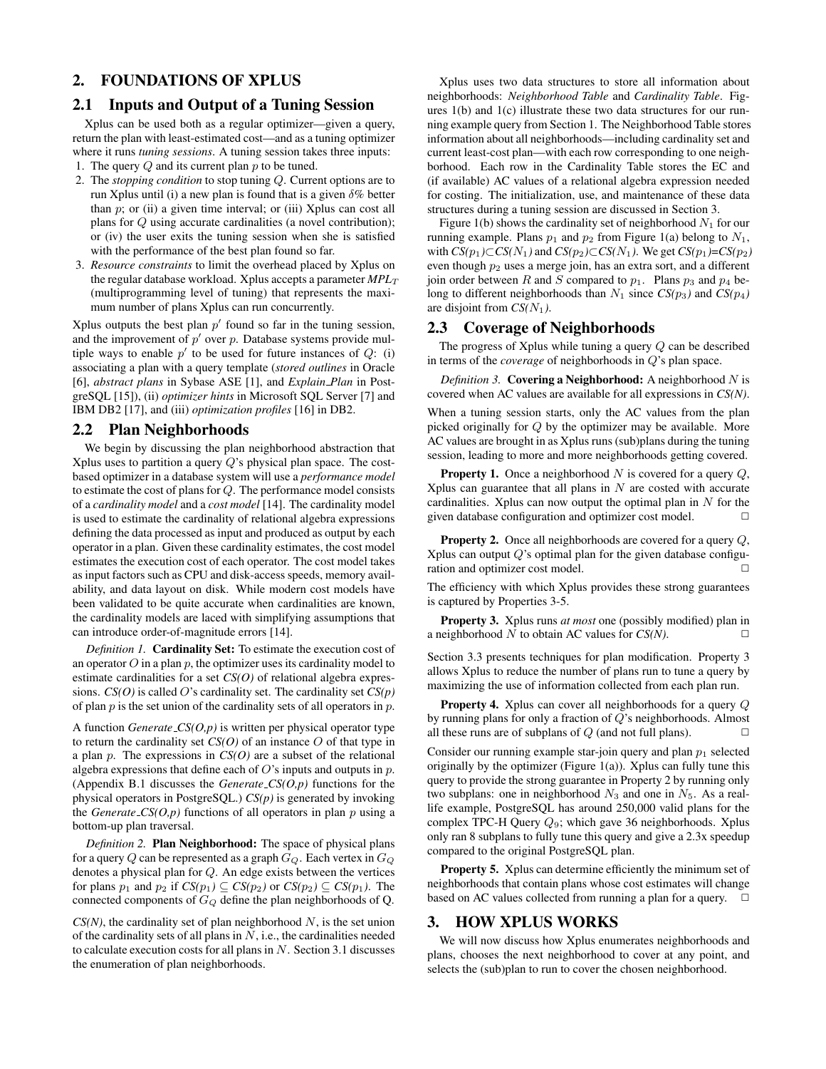## 2. FOUNDATIONS OF XPLUS

### 2.1 Inputs and Output of a Tuning Session

Xplus can be used both as a regular optimizer—given a query, return the plan with least-estimated cost—and as a tuning optimizer where it runs *tuning sessions*. A tuning session takes three inputs:

1. The query $Q$ and its current plan $p$ to be tuned.
2. The *stopping condition* to stop tuning $Q$. Current options are to run Xplus until (i) a new plan is found that is a given $\delta$% better than $p$; or (ii) a given time interval; or (iii) Xplus can cost all plans for $Q$ using accurate cardinalities (a novel contribution); or (iv) the user exits the tuning session when she is satisfied with the performance of the best plan found so far.
3. *Resource constraints* to limit the overhead placed by Xplus on the regular database workload. Xplus accepts a parameter $MPL_T$ (multiprogramming level of tuning) that represents the maximum number of plans Xplus can run concurrently.

Xplus outputs the best plan $p'$ found so far in the tuning session, and the improvement of $p'$ over $p$. Database systems provide multiple ways to enable $p'$ to be used for future instances of $Q$: (i) associating a plan with a query template (*stored outlines* in Oracle [6], *abstract plans* in Sybase ASE [1], and *Explain_Plan* in PostgreSQL [15]), (ii) *optimizer hints* in Microsoft SQL Server [7] and IBM DB2 [17], and (iii) *optimization profiles* [16] in DB2.

### 2.2 Plan Neighborhoods

We begin by discussing the plan neighborhood abstraction that Xplus uses to partition a query $Q$'s physical plan space. The cost-based optimizer in a database system will use a *performance model* to estimate the cost of plans for $Q$. The performance model consists of a *cardinality model* and a *cost model* [14]. The cardinality model is used to estimate the cardinality of relational algebra expressions defining the data processed as input and produced as output by each operator in a plan. Given these cardinality estimates, the cost model estimates the execution cost of each operator. The cost model takes as input factors such as CPU and disk-access speeds, memory availability, and data layout on disk. While modern cost models have been validated to be quite accurate when cardinalities are known, the cardinality models are laced with simplifying assumptions that can introduce order-of-magnitude errors [14].

*Definition 1.* **Cardinality Set:** To estimate the execution cost of an operator $O$ in a plan $p$, the optimizer uses its cardinality model to estimate cardinalities for a set *CS(O)* of relational algebra expressions. *CS(O)* is called $O$'s cardinality set. The cardinality set *CS(p)* of plan $p$ is the set union of the cardinality sets of all operators in $p$.

A function *Generate_CS(O,p)* is written per physical operator type to return the cardinality set *CS(O)* of an instance $O$ of that type in a plan $p$. The expressions in *CS(O)* are a subset of the relational algebra expressions that define each of $O$'s inputs and outputs in $p$. (Appendix B.1 discusses the *Generate_CS(O,p)* functions for the physical operators in PostgreSQL.) *CS(p)* is generated by invoking the *Generate_CS(O,p)* functions of all operators in plan $p$ using a bottom-up plan traversal.

*Definition 2.* **Plan Neighborhood:** The space of physical plans for a query $Q$ can be represented as a graph $G_Q$. Each vertex in $G_Q$ denotes a physical plan for $Q$. An edge exists between the vertices for plans $p_1$ and $p_2$ if $CS(p_1) \subseteq CS(p_2)$ or $CS(p_2) \subseteq CS(p_1)$. The connected components of $G_Q$ define the plan neighborhoods of Q.

*CS(N)*, the cardinality set of plan neighborhood $N$, is the set union of the cardinality sets of all plans in $N$, i.e., the cardinalities needed to calculate execution costs for all plans in $N$. Section 3.1 discusses the enumeration of plan neighborhoods.

Xplus uses two data structures to store all information about neighborhoods: *Neighborhood Table* and *Cardinality Table*. Figures 1(b) and 1(c) illustrate these two data structures for our running example query from Section 1. The Neighborhood Table stores information about all neighborhoods—including cardinality set and current least-cost plan—with each row corresponding to one neighborhood. Each row in the Cardinality Table stores the EC and (if available) AC values of a relational algebra expression needed for costing. The initialization, use, and maintenance of these data structures during a tuning session are discussed in Section 3.

Figure 1(b) shows the cardinality set of neighborhood $N_1$ for our running example. Plans $p_1$ and $p_2$ from Figure 1(a) belong to $N_1$, with $CS(p_1) \subset CS(N_1)$ and $CS(p_2) \subset CS(N_1)$. We get $CS(p_1)=CS(p_2)$ even though $p_2$ uses a merge join, has an extra sort, and a different join order between $R$ and $S$ compared to $p_1$. Plans $p_3$ and $p_4$ belong to different neighborhoods than $N_1$ since $CS(p_3)$ and $CS(p_4)$ are disjoint from $CS(N_1)$.

### 2.3 Coverage of Neighborhoods

The progress of Xplus while tuning a query $Q$ can be described in terms of the *coverage* of neighborhoods in $Q$'s plan space.

*Definition 3.* **Covering a Neighborhood:** A neighborhood $N$ is covered when AC values are available for all expressions in *CS(N)*.

When a tuning session starts, only the AC values from the plan picked originally for $Q$ by the optimizer may be available. More AC values are brought in as Xplus runs (sub)plans during the tuning session, leading to more and more neighborhoods getting covered.

**Property 1.** Once a neighborhood $N$ is covered for a query $Q$, Xplus can guarantee that all plans in $N$ are costed with accurate cardinalities. Xplus can now output the optimal plan in $N$ for the given database configuration and optimizer cost model. □

**Property 2.** Once all neighborhoods are covered for a query $Q$, Xplus can output $Q$'s optimal plan for the given database configuration and optimizer cost model. □

The efficiency with which Xplus provides these strong guarantees is captured by Properties 3-5.

**Property 3.** Xplus runs *at most* one (possibly modified) plan in a neighborhood $N$ to obtain AC values for *CS(N)*. □

Section 3.3 presents techniques for plan modification. Property 3 allows Xplus to reduce the number of plans run to tune a query by maximizing the use of information collected from each plan run.

**Property 4.** Xplus can cover all neighborhoods for a query $Q$ by running plans for only a fraction of $Q$'s neighborhoods. Almost all these runs are of subplans of $Q$ (and not full plans). □

Consider our running example star-join query and plan $p_1$ selected originally by the optimizer (Figure 1(a)). Xplus can fully tune this query to provide the strong guarantee in Property 2 by running only two subplans: one in neighborhood $N_3$ and one in $N_5$. As a real-life example, PostgreSQL has around 250,000 valid plans for the complex TPC-H Query $Q_9$; which gave 36 neighborhoods. Xplus only ran 8 subplans to fully tune this query and give a 2.3x speedup compared to the original PostgreSQL plan.

**Property 5.** Xplus can determine efficiently the minimum set of neighborhoods that contain plans whose cost estimates will change based on AC values collected from running a plan for a query. □

## 3. HOW XPLUS WORKS

We will now discuss how Xplus enumerates neighborhoods and plans, chooses the next neighborhood to cover at any point, and selects the (sub)plan to run to cover the chosen neighborhood.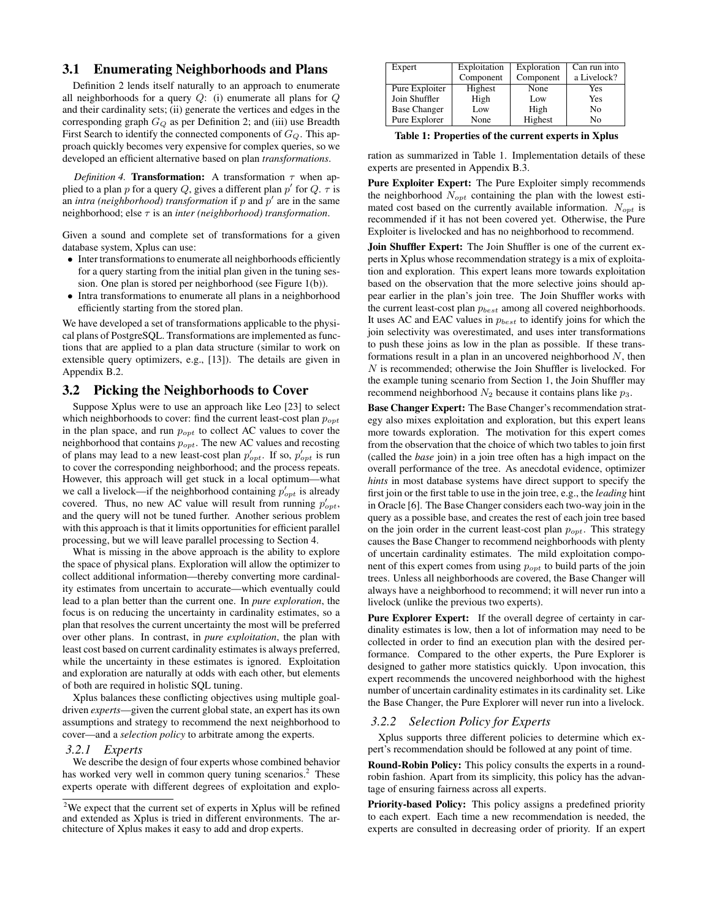## 3.1 Enumerating Neighborhoods and Plans

Definition 2 lends itself naturally to an approach to enumerate all neighborhoods for a query $Q$: (i) enumerate all plans for $Q$ and their cardinality sets; (ii) generate the vertices and edges in the corresponding graph $G_Q$ as per Definition 2; and (iii) use Breadth First Search to identify the connected components of $G_Q$. This approach quickly becomes very expensive for complex queries, so we developed an efficient alternative based on plan *transformations*.

*Definition 4.* **Transformation:** A transformation $\tau$ when applied to a plan $p$ for a query $Q$, gives a different plan $p'$ for $Q$. $\tau$ is an *intra (neighborhood) transformation* if $p$ and $p'$ are in the same neighborhood; else $\tau$ is an *inter (neighborhood) transformation*.

Given a sound and complete set of transformations for a given database system, Xplus can use:

- Inter transformations to enumerate all neighborhoods efficiently for a query starting from the initial plan given in the tuning session. One plan is stored per neighborhood (see Figure 1(b)).
- Intra transformations to enumerate all plans in a neighborhood efficiently starting from the stored plan.

We have developed a set of transformations applicable to the physical plans of PostgreSQL. Transformations are implemented as functions that are applied to a plan data structure (similar to work on extensible query optimizers, e.g., [13]). The details are given in Appendix B.2.

## 3.2 Picking the Neighborhoods to Cover

Suppose Xplus were to use an approach like Leo [23] to select which neighborhoods to cover: find the current least-cost plan $p_{opt}$ in the plan space, and run $p_{opt}$ to collect AC values to cover the neighborhood that contains $p_{opt}$. The new AC values and recosting of plans may lead to a new least-cost plan $p'_{opt}$. If so, $p'_{opt}$ is run to cover the corresponding neighborhood; and the process repeats. However, this approach will get stuck in a local optimum—what we call a livelock—if the neighborhood containing $p'_{opt}$ is already covered. Thus, no new AC value will result from running $p'_{opt}$, and the query will not be tuned further. Another serious problem with this approach is that it limits opportunities for efficient parallel processing, but we will leave parallel processing to Section 4.

What is missing in the above approach is the ability to explore the space of physical plans. Exploration will allow the optimizer to collect additional information—thereby converting more cardinality estimates from uncertain to accurate—which eventually could lead to a plan better than the current one. In *pure exploration*, the focus is on reducing the uncertainty in cardinality estimates, so a plan that resolves the current uncertainty the most will be preferred over other plans. In contrast, in *pure exploitation*, the plan with least cost based on current cardinality estimates is always preferred, while the uncertainty in these estimates is ignored. Exploitation and exploration are naturally at odds with each other, but elements of both are required in holistic SQL tuning.

Xplus balances these conflicting objectives using multiple goal-driven *experts*—given the current global state, an expert has its own assumptions and strategy to recommend the next neighborhood to cover—and a *selection policy* to arbitrate among the experts.

### 3.2.1 Experts

We describe the design of four experts whose combined behavior has worked very well in common query tuning scenarios.[2] These experts operate with different degrees of exploitation and exploration as summarized in Table 1. Implementation details of these experts are presented in Appendix B.3.

| Expert | Exploitation Component | Exploration Component | Can run into a Livelock? |
|---|---|---|---|
| Pure Exploiter | Highest | None | Yes |
| Join Shuffler | High | Low | Yes |
| Base Changer | Low | High | No |
| Pure Explorer | None | Highest | No |

**Table 1: Properties of the current experts in Xplus**

**Pure Exploiter Expert:** The Pure Exploiter simply recommends the neighborhood $N_{opt}$ containing the plan with the lowest estimated cost based on the currently available information. $N_{opt}$ is recommended if it has not been covered yet. Otherwise, the Pure Exploiter is livelocked and has no neighborhood to recommend.

**Join Shuffler Expert:** The Join Shuffler is one of the current experts in Xplus whose recommendation strategy is a mix of exploitation and exploration. This expert leans more towards exploitation based on the observation that the more selective joins should appear earlier in the plan's join tree. The Join Shuffler works with the current least-cost plan $p_{best}$ among all covered neighborhoods. It uses AC and EAC values in $p_{best}$ to identify joins for which the join selectivity was overestimated, and uses inter transformations to push these joins as low in the plan as possible. If these transformations result in a plan in an uncovered neighborhood $N$, then $N$ is recommended; otherwise the Join Shuffler is livelocked. For the example tuning scenario from Section 1, the Join Shuffler may recommend neighborhood $N_2$ because it contains plans like $p_3$.

**Base Changer Expert:** The Base Changer's recommendation strategy also mixes exploitation and exploration, but this expert leans more towards exploration. The motivation for this expert comes from the observation that the choice of which two tables to join first (called the *base* join) in a join tree often has a high impact on the overall performance of the tree. As anecdotal evidence, optimizer *hints* in most database systems have direct support to specify the first join or the first table to use in the join tree, e.g., the *leading* hint in Oracle [6]. The Base Changer considers each two-way join in the query as a possible base, and creates the rest of each join tree based on the join order in the current least-cost plan $p_{opt}$. This strategy causes the Base Changer to recommend neighborhoods with plenty of uncertain cardinality estimates. The mild exploitation component of this expert comes from using $p_{opt}$ to build parts of the join trees. Unless all neighborhoods are covered, the Base Changer will always have a neighborhood to recommend; it will never run into a livelock (unlike the previous two experts).

**Pure Explorer Expert:** If the overall degree of certainty in cardinality estimates is low, then a lot of information may need to be collected in order to find an execution plan with the desired performance. Compared to the other experts, the Pure Explorer is designed to gather more statistics quickly. Upon invocation, this expert recommends the uncovered neighborhood with the highest number of uncertain cardinality estimates in its cardinality set. Like the Base Changer, the Pure Explorer will never run into a livelock.

### 3.2.2 Selection Policy for Experts

Xplus supports three different policies to determine which expert's recommendation should be followed at any point of time.

**Round-Robin Policy:** This policy consults the experts in a round-robin fashion. Apart from its simplicity, this policy has the advantage of ensuring fairness across all experts.

**Priority-based Policy:** This policy assigns a predefined priority to each expert. Each time a new recommendation is needed, the experts are consulted in decreasing order of priority. If an expert

[2] We expect that the current set of experts in Xplus will be refined and extended as Xplus is tried in different environments. The architecture of Xplus makes it easy to add and drop experts.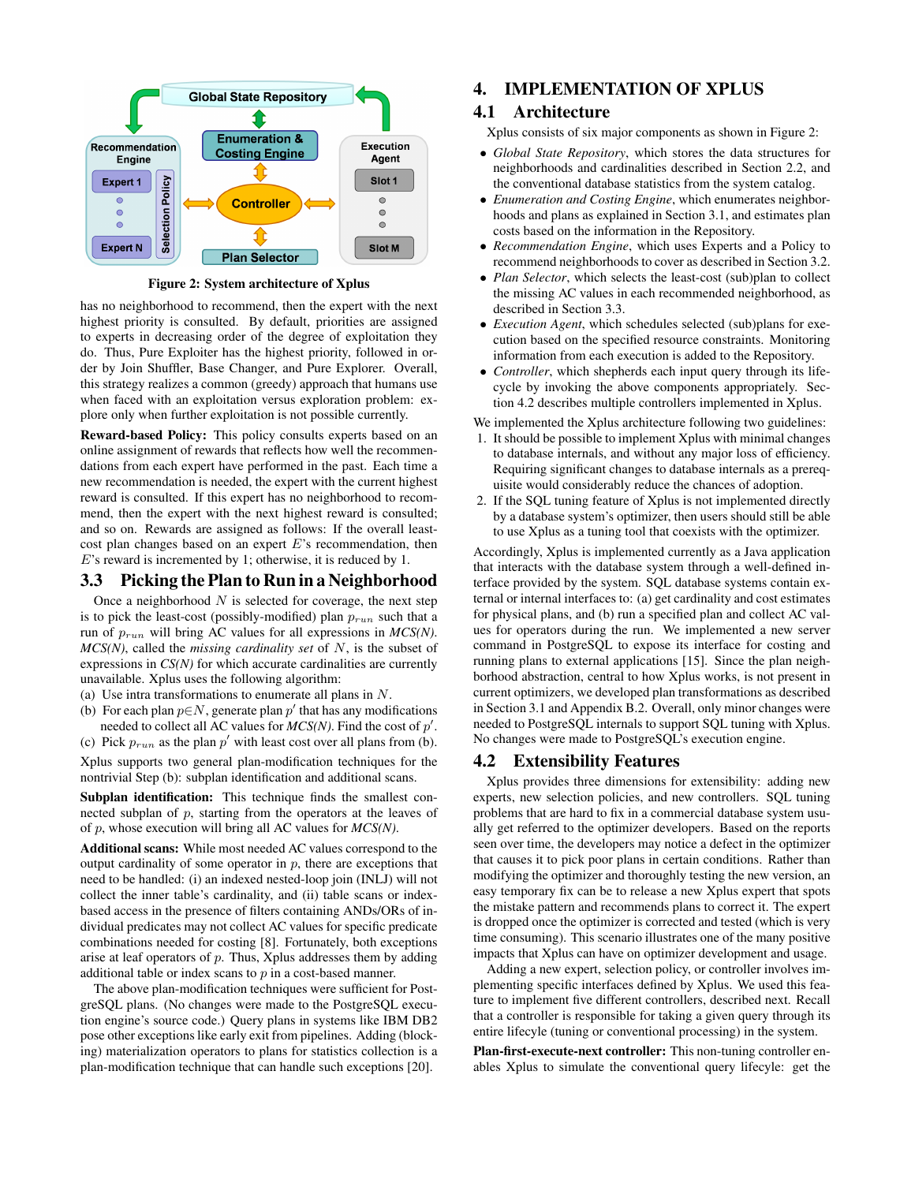Figure 2: System architecture of Xplus

has no neighborhood to recommend, then the expert with the next highest priority is consulted. By default, priorities are assigned to experts in decreasing order of the degree of exploitation they do. Thus, Pure Exploiter has the highest priority, followed in order by Join Shuffler, Base Changer, and Pure Explorer. Overall, this strategy realizes a common (greedy) approach that humans use when faced with an exploitation versus exploration problem: explore only when further exploitation is not possible currently.

**Reward-based Policy:** This policy consults experts based on an online assignment of rewards that reflects how well the recommendations from each expert have performed in the past. Each time a new recommendation is needed, the expert with the current highest reward is consulted. If this expert has no neighborhood to recommend, then the expert with the next highest reward is consulted; and so on. Rewards are assigned as follows: If the overall least-cost plan changes based on an expert $E$'s recommendation, then $E$'s reward is incremented by 1; otherwise, it is reduced by 1.

## 3.3 Picking the Plan to Run in a Neighborhood

Once a neighborhood $N$ is selected for coverage, the next step is to pick the least-cost (possibly-modified) plan $p_{run}$ such that a run of $p_{run}$ will bring AC values for all expressions in *MCS(N)*. *MCS(N)*, called the *missing cardinality set* of $N$, is the subset of expressions in *CS(N)* for which accurate cardinalities are currently unavailable. Xplus uses the following algorithm:

(a) Use intra transformations to enumerate all plans in $N$.
(b) For each plan $p \in N$, generate plan $p'$ that has any modifications needed to collect all AC values for *MCS(N)*. Find the cost of $p'$.
(c) Pick $p_{run}$ as the plan $p'$ with least cost over all plans from (b).

Xplus supports two general plan-modification techniques for the nontrivial Step (b): subplan identification and additional scans.

**Subplan identification:** This technique finds the smallest connected subplan of $p$, starting from the operators at the leaves of of $p$, whose execution will bring all AC values for *MCS(N)*.

**Additional scans:** While most needed AC values correspond to the output cardinality of some operator in $p$, there are exceptions that need to be handled: (i) an indexed nested-loop join (INLJ) will not collect the inner table's cardinality, and (ii) table scans or index-based access in the presence of filters containing ANDs/ORs of individual predicates may not collect AC values for specific predicate combinations needed for costing [8]. Fortunately, both exceptions arise at leaf operators of $p$. Thus, Xplus addresses them by adding additional table or index scans to $p$ in a cost-based manner.

The above plan-modification techniques were sufficient for PostgreSQL plans. (No changes were made to the PostgreSQL execution engine's source code.) Query plans in systems like IBM DB2 pose other exceptions like early exit from pipelines. Adding (blocking) materialization operators to plans for statistics collection is a plan-modification technique that can handle such exceptions [20].

# 4. IMPLEMENTATION OF XPLUS

## 4.1 Architecture

Xplus consists of six major components as shown in Figure 2:

- *Global State Repository*, which stores the data structures for neighborhoods and cardinalities described in Section 2.2, and the conventional database statistics from the system catalog.
- *Enumeration and Costing Engine*, which enumerates neighborhoods and plans as explained in Section 3.1, and estimates plan costs based on the information in the Repository.
- *Recommendation Engine*, which uses Experts and a Policy to recommend neighborhoods to cover as described in Section 3.2.
- *Plan Selector*, which selects the least-cost (sub)plan to collect the missing AC values in each recommended neighborhood, as described in Section 3.3.
- *Execution Agent*, which schedules selected (sub)plans for execution based on the specified resource constraints. Monitoring information from each execution is added to the Repository.
- *Controller*, which shepherds each input query through its lifecycle by invoking the above components appropriately. Section 4.2 describes multiple controllers implemented in Xplus.

We implemented the Xplus architecture following two guidelines:

1. It should be possible to implement Xplus with minimal changes to database internals, and without any major loss of efficiency. Requiring significant changes to database internals as a prerequisite would considerably reduce the chances of adoption.
2. If the SQL tuning feature of Xplus is not implemented directly by a database system's optimizer, then users should still be able to use Xplus as a tuning tool that coexists with the optimizer.

Accordingly, Xplus is implemented currently as a Java application that interacts with the database system through a well-defined interface provided by the system. SQL database systems contain external or internal interfaces to: (a) get cardinality and cost estimates for physical plans, and (b) run a specified plan and collect AC values for operators during the run. We implemented a new server command in PostgreSQL to expose its interface for costing and running plans to external applications [15]. Since the plan neighborhood abstraction, central to how Xplus works, is not present in current optimizers, we developed plan transformations as described in Section 3.1 and Appendix B.2. Overall, only minor changes were needed to PostgreSQL internals to support SQL tuning with Xplus. No changes were made to PostgreSQL's execution engine.

## 4.2 Extensibility Features

Xplus provides three dimensions for extensibility: adding new experts, new selection policies, and new controllers. SQL tuning problems that are hard to fix in a commercial database system usually get referred to the optimizer developers. Based on the reports seen over time, the developers may notice a defect in the optimizer that causes it to pick poor plans in certain conditions. Rather than modifying the optimizer and thoroughly testing the new version, an easy temporary fix can be to release a new Xplus expert that spots the mistake pattern and recommends plans to correct it. The expert is dropped once the optimizer is corrected and tested (which is very time consuming). This scenario illustrates one of the many positive impacts that Xplus can have on optimizer development and usage.

Adding a new expert, selection policy, or controller involves implementing specific interfaces defined by Xplus. We used this feature to implement five different controllers, described next. Recall that a controller is responsible for taking a given query through its entire lifecycle (tuning or conventional processing) in the system.

**Plan-first-execute-next controller:** This non-tuning controller enables Xplus to simulate the conventional query lifecyle: get the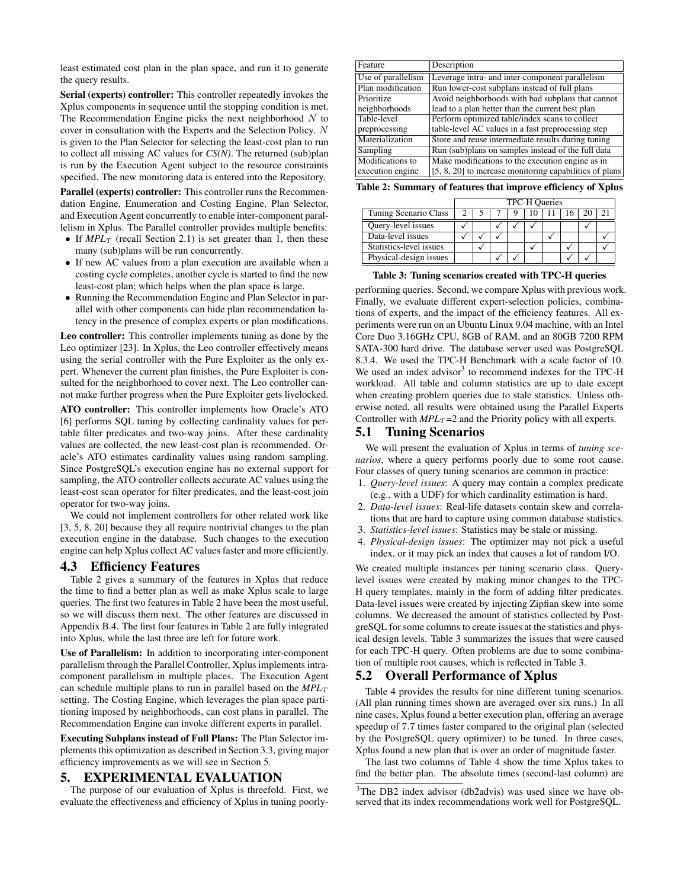least estimated cost plan in the plan space, and run it to generate the query results.

**Serial (experts) controller:** This controller repeatedly invokes the Xplus components in sequence until the stopping condition is met. The Recommendation Engine picks the next neighborhood $N$ to cover in consultation with the Experts and the Selection Policy. $N$ is given to the Plan Selector for selecting the least-cost plan to run to collect all missing AC values for *CS(N)*. The returned (sub)plan is run by the Execution Agent subject to the resource constraints specified. The new monitoring data is entered into the Repository.

**Parallel (experts) controller:** This controller runs the Recommendation Engine, Enumeration and Costing Engine, Plan Selector, and Execution Agent concurrently to enable inter-component parallelism in Xplus. The Parallel controller provides multiple benefits:

- If $MPL_T$ (recall Section 2.1) is set greater than 1, then these many (sub)plans will be run concurrently.
- If new AC values from a plan execution are available when a costing cycle completes, another cycle is started to find the new least-cost plan; which helps when the plan space is large.
- Running the Recommendation Engine and Plan Selector in parallel with other components can hide plan recommendation latency in the presence of complex experts or plan modifications.

**Leo controller:** This controller implements tuning as done by the Leo optimizer [23]. In Xplus, the Leo controller effectively means using the serial controller with the Pure Exploiter as the only expert. Whenever the current plan finishes, the Pure Exploiter is consulted for the neighborhood to cover next. The Leo controller cannot make further progress when the Pure Exploiter gets livelocked.

**ATO controller:** This controller implements how Oracle's ATO [6] performs SQL tuning by collecting cardinality values for per-table filter predicates and two-way joins. After these cardinality values are collected, the new least-cost plan is recommended. Oracle's ATO estimates cardinality values using random sampling. Since PostgreSQL's execution engine has no external support for sampling, the ATO controller collects accurate AC values using the least-cost scan operator for filter predicates, and the least-cost join operator for two-way joins.

We could not implement controllers for other related work like [3, 5, 8, 20] because they all require nontrivial changes to the plan execution engine in the database. Such changes to the execution engine can help Xplus collect AC values faster and more efficiently.

## 4.3 Efficiency Features

Table 2 gives a summary of the features in Xplus that reduce the time to find a better plan as well as make Xplus scale to large queries. The first two features in Table 2 have been the most useful, so we will discuss them next. The other features are discussed in Appendix B.4. The first four features in Table 2 are fully integrated into Xplus, while the last three are left for future work.

**Use of Parallelism:** In addition to incorporating inter-component parallelism through the Parallel Controller, Xplus implements intra-component parallelism in multiple places. The Execution Agent can schedule multiple plans to run in parallel based on the $MPL_T$ setting. The Costing Engine, which leverages the plan space partitioning imposed by neighborhoods, can cost plans in parallel. The Recommendation Engine can invoke different experts in parallel.

**Executing Subplans instead of Full Plans:** The Plan Selector implements this optimization as described in Section 3.3, giving major efficiency improvements as we will see in Section 5.

# 5. EXPERIMENTAL EVALUATION

The purpose of our evaluation of Xplus is threefold. First, we evaluate the effectiveness and efficiency of Xplus in tuning poorly-performing queries. Second, we compare Xplus with previous work. Finally, we evaluate different expert-selection policies, combinations of experts, and the impact of the efficiency features. All experiments were run on an Ubuntu Linux 9.04 machine, with an Intel Core Duo 3.16GHz CPU, 8GB of RAM, and an 80GB 7200 RPM SATA-300 hard drive. The database server used was PostgreSQL 8.3.4. We used the TPC-H Benchmark with a scale factor of 10. We used an index advisor[3] to recommend indexes for the TPC-H workload. All table and column statistics are up to date except when creating problem queries due to stale statistics. Unless otherwise noted, all results were obtained using the Parallel Experts Controller with $MPL_T$=2 and the Priority policy with all experts.

| Feature | Description |
|---|---|
| Use of parallelism | Leverage intra- and inter-component parallelism |
| Plan modification | Run lower-cost subplans instead of full plans |
| Prioritize neighborhoods | Avoid neighborhoods with bad subplans that cannot lead to a plan better than the current best plan |
| Table-level preprocessing | Perform optimized table/index scans to collect table-level AC values in a fast preprocessing step |
| Materialization | Store and reuse intermediate results during tuning |
| Sampling | Run (sub)plans on samples instead of the full data |
| Modifications to execution engine | Make modifications to the execution engine as in [5, 8, 20] to increase monitoring capabilities of plans |

**Table 2: Summary of features that improve efficiency of Xplus**

| | TPC-H Queries | | | | | | | | |
|---|---|---|---|---|---|---|---|---|---|
| Tuning Scenario Class | 2 | 5 | 7 | 9 | 10 | 11 | 16 | 20 | 21 |
| Query-level issues | ✓ | | ✓ | ✓ | ✓ | | | ✓ | |
| Data-level issues | ✓ | ✓ | ✓ | | | ✓ | | | ✓ |
| Statistics-level issues | | ✓ | | | ✓ | | ✓ | | ✓ |
| Physical-design issues | | | ✓ | ✓ | | | ✓ | ✓ | |

**Table 3: Tuning scenarios created with TPC-H queries**

## 5.1 Tuning Scenarios

We will present the evaluation of Xplus in terms of *tuning scenarios*, where a query performs poorly due to some root cause. Four classes of query tuning scenarios are common in practice:

1. *Query-level issues*: A query may contain a complex predicate (e.g., with a UDF) for which cardinality estimation is hard.
2. *Data-level issues*: Real-life datasets contain skew and correlations that are hard to capture using common database statistics.
3. *Statistics-level issues*: Statistics may be stale or missing.
4. *Physical-design issues*: The optimizer may not pick a useful index, or it may pick an index that causes a lot of random I/O.

We created multiple instances per tuning scenario class. Query-level issues were created by making minor changes to the TPC-H query templates, mainly in the form of adding filter predicates. Data-level issues were created by injecting Zipfian skew into some columns. We decreased the amount of statistics collected by PostgreSQL for some columns to create issues at the statistics and physical design levels. Table 3 summarizes the issues that were caused for each TPC-H query. Often problems are due to some combination of multiple root causes, which is reflected in Table 3.

## 5.2 Overall Performance of Xplus

Table 4 provides the results for nine different tuning scenarios. (All plan running times shown are averaged over six runs.) In all nine cases, Xplus found a better execution plan, offering an average speedup of 7.7 times faster compared to the original plan (selected by the PostgreSQL query optimizer) to be tuned. In three cases, Xplus found a new plan that is over an order of magnitude faster.

The last two columns of Table 4 show the time Xplus takes to find the better plan. The absolute times (second-last column) are

[3]The DB2 index advisor (db2advis) was used since we have observed that its index recommendations work well for PostgreSQL.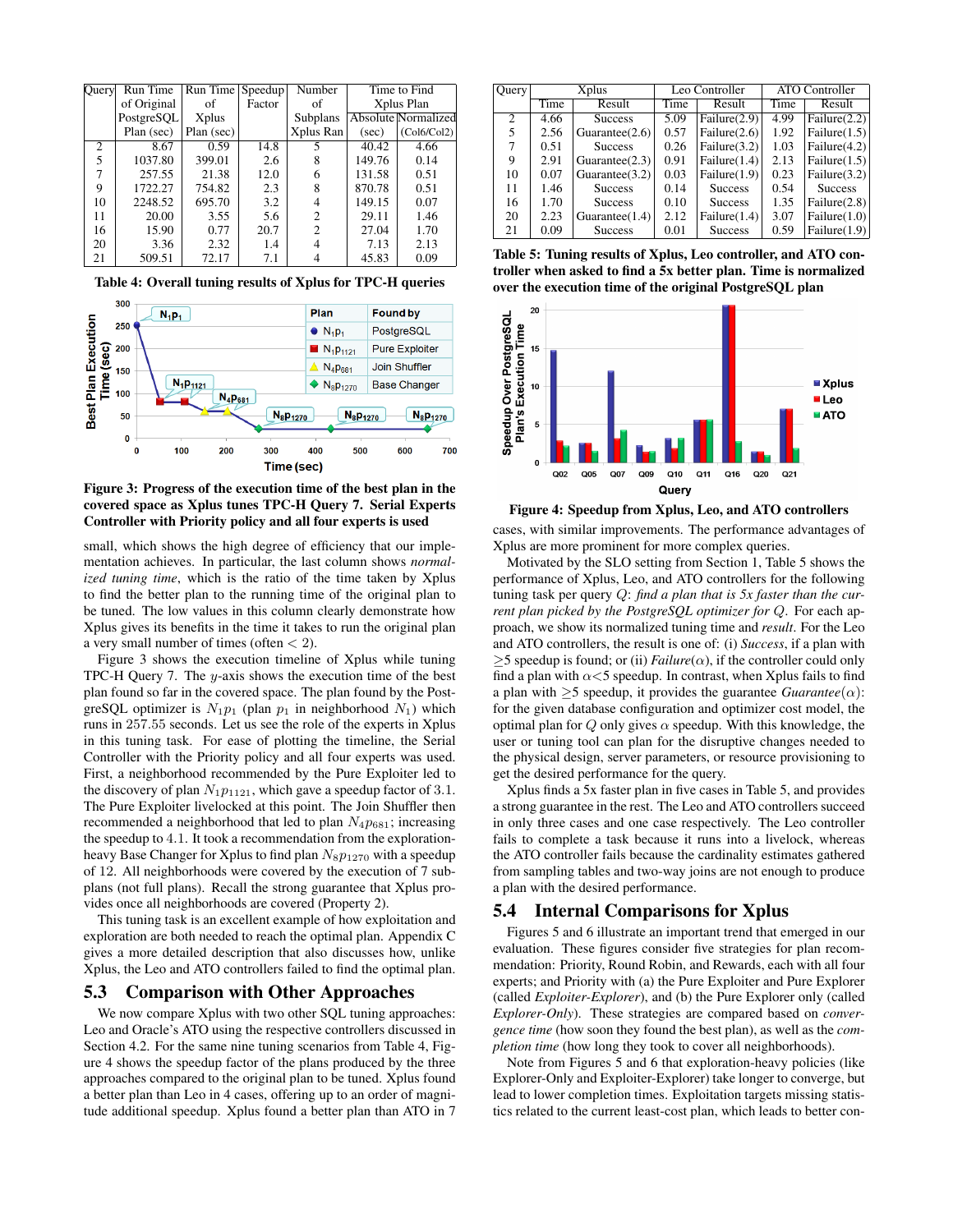| Query | Run Time of Original PostgreSQL Plan (sec) | Run Time of Xplus Plan (sec) | Speedup Factor | Number of Subplans Xplus Ran | Time to Find Xplus Plan | |
|---|---|---|---|---|---|---|
| | | | | | Absolute (sec) | Normalized (Col6/Col2) |
| 2 | 8.67 | 0.59 | 14.8 | 5 | 40.42 | 4.66 |
| 5 | 1037.80 | 399.01 | 2.6 | 8 | 149.76 | 0.14 |
| 7 | 257.55 | 21.38 | 12.0 | 6 | 131.58 | 0.51 |
| 9 | 1722.27 | 754.82 | 2.3 | 8 | 870.78 | 0.51 |
| 10 | 2248.52 | 695.70 | 3.2 | 4 | 149.15 | 0.07 |
| 11 | 20.00 | 3.55 | 5.6 | 2 | 29.11 | 1.46 |
| 16 | 15.90 | 0.77 | 20.7 | 2 | 27.04 | 1.70 |
| 20 | 3.36 | 2.32 | 1.4 | 4 | 7.13 | 2.13 |
| 21 | 509.51 | 72.17 | 7.1 | 4 | 45.83 | 0.09 |

**Table 4: Overall tuning results of Xplus for TPC-H queries**

**Figure 3: Progress of the execution time of the best plan in the covered space as Xplus tunes TPC-H Query 7. Serial Experts Controller with Priority policy and all four experts is used**

small, which shows the high degree of efficiency that our implementation achieves. In particular, the last column shows *normalized tuning time*, which is the ratio of the time taken by Xplus to find the better plan to the running time of the original plan to be tuned. The low values in this column clearly demonstrate how Xplus gives its benefits in the time it takes to run the original plan a very small number of times (often $< 2$).

Figure 3 shows the execution timeline of Xplus while tuning TPC-H Query 7. The $y$-axis shows the execution time of the best plan found so far in the covered space. The plan found by the PostgreSQL optimizer is $N_1p_1$ (plan $p_1$ in neighborhood $N_1$) which runs in 257.55 seconds. Let us see the role of the experts in Xplus in this tuning task. For ease of plotting the timeline, the Serial Controller with the Priority policy and all four experts was used. First, a neighborhood recommended by the Pure Exploiter led to the discovery of plan $N_1p_{1121}$, which gave a speedup factor of 3.1. The Pure Exploiter livelocked at this point. The Join Shuffler then recommended a neighborhood that led to plan $N_4p_{681}$; increasing the speedup to 4.1. It took a recommendation from the exploration-heavy Base Changer for Xplus to find plan $N_8p_{1270}$ with a speedup of 12. All neighborhoods were covered by the execution of 7 subplans (not full plans). Recall the strong guarantee that Xplus provides once all neighborhoods are covered (Property 2).

This tuning task is an excellent example of how exploitation and exploration are both needed to reach the optimal plan. Appendix C gives a more detailed description that also discusses how, unlike Xplus, the Leo and ATO controllers failed to find the optimal plan.

## 5.3 Comparison with Other Approaches

We now compare Xplus with two other SQL tuning approaches: Leo and Oracle's ATO using the respective controllers discussed in Section 4.2. For the same nine tuning scenarios from Table 4, Figure 4 shows the speedup factor of the plans produced by the three approaches compared to the original plan to be tuned. Xplus found a better plan than Leo in 4 cases, offering up to an order of magnitude additional speedup. Xplus found a better plan than ATO in 7 cases, with similar improvements. The performance advantages of Xplus are more prominent for more complex queries.

| Query | Xplus | | Leo Controller | | ATO Controller | |
|---|---|---|---|---|---|---|
| | Time | Result | Time | Result | Time | Result |
| 2 | 4.66 | Success | 5.09 | Failure(2.9) | 4.99 | Failure(2.2) |
| 5 | 2.56 | Guarantee(2.6) | 0.57 | Failure(2.6) | 1.92 | Failure(1.5) |
| 7 | 0.51 | Success | 0.26 | Failure(3.2) | 1.03 | Failure(4.2) |
| 9 | 2.91 | Guarantee(2.3) | 0.91 | Failure(1.4) | 2.13 | Failure(1.5) |
| 10 | 0.07 | Guarantee(3.2) | 0.03 | Failure(1.9) | 0.23 | Failure(3.2) |
| 11 | 1.46 | Success | 0.14 | Success | 0.54 | Success |
| 16 | 1.70 | Success | 0.10 | Success | 1.35 | Failure(2.8) |
| 20 | 2.23 | Guarantee(1.4) | 2.12 | Failure(1.4) | 3.07 | Failure(1.0) |
| 21 | 0.09 | Success | 0.01 | Success | 0.59 | Failure(1.9) |

**Table 5: Tuning results of Xplus, Leo controller, and ATO controller when asked to find a 5x better plan. Time is normalized over the execution time of the original PostgreSQL plan**

**Figure 4: Speedup from Xplus, Leo, and ATO controllers**

Motivated by the SLO setting from Section 1, Table 5 shows the performance of Xplus, Leo, and ATO controllers for the following tuning task per query $Q$: *find a plan that is 5x faster than the current plan picked by the PostgreSQL optimizer for* $Q$. For each approach, we show its normalized tuning time and *result*. For the Leo and ATO controllers, the result is one of: (i) *Success*, if a plan with $\geq$5 speedup is found; or (ii) *Failure*($\alpha$), if the controller could only find a plan with $\alpha$<5 speedup. In contrast, when Xplus fails to find a plan with $\geq$5 speedup, it provides the guarantee *Guarantee*($\alpha$): for the given database configuration and optimizer cost model, the optimal plan for $Q$ only gives $\alpha$ speedup. With this knowledge, the user or tuning tool can plan for the disruptive changes needed to the physical design, server parameters, or resource provisioning to get the desired performance for the query.

Xplus finds a 5x faster plan in five cases in Table 5, and provides a strong guarantee in the rest. The Leo and ATO controllers succeed in only three cases and one case respectively. The Leo controller fails to complete a task because it runs into a livelock, whereas the ATO controller fails because the cardinality estimates gathered from sampling tables and two-way joins are not enough to produce a plan with the desired performance.

## 5.4 Internal Comparisons for Xplus

Figures 5 and 6 illustrate an important trend that emerged in our evaluation. These figures consider five strategies for plan recommendation: Priority, Round Robin, and Rewards, each with all four experts; and Priority with (a) the Pure Exploiter and Pure Explorer (called *Exploiter-Explorer*), and (b) the Pure Explorer only (called *Explorer-Only*). These strategies are compared based on *convergence time* (how soon they found the best plan), as well as the *completion time* (how long they took to cover all neighborhoods).

Note from Figures 5 and 6 that exploration-heavy policies (like Explorer-Only and Exploiter-Explorer) take longer to converge, but lead to lower completion times. Exploitation targets missing statistics related to the current least-cost plan, which leads to better con-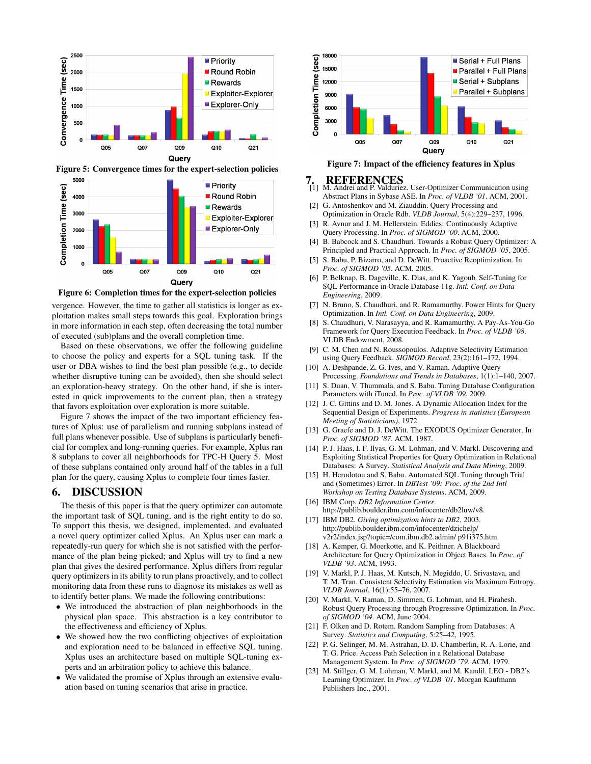Figure 5: Convergence times for the expert-selection policies

Figure 6: Completion times for the expert-selection policies

Figure 7: Impact of the efficiency features in Xplus

vergence. However, the time to gather all statistics is longer as exploitation makes small steps towards this goal. Exploration brings in more information in each step, often decreasing the total number of executed (sub)plans and the overall completion time.

Based on these observations, we offer the following guideline to choose the policy and experts for a SQL tuning task. If the user or DBA wishes to find the best plan possible (e.g., to decide whether disruptive tuning can be avoided), then she should select an exploration-heavy strategy. On the other hand, if she is interested in quick improvements to the current plan, then a strategy that favors exploitation over exploration is more suitable.

Figure 7 shows the impact of the two important efficiency features of Xplus: use of parallelism and running subplans instead of full plans whenever possible. Use of subplans is particularly beneficial for complex and long-running queries. For example, Xplus ran 8 subplans to cover all neighborhoods for TPC-H Query 5. Most of these subplans contained only around half of the tables in a full plan for the query, causing Xplus to complete four times faster.

## 6. DISCUSSION

The thesis of this paper is that the query optimizer can automate the important task of SQL tuning, and is the right entity to do so. To support this thesis, we designed, implemented, and evaluated a novel query optimizer called Xplus. An Xplus user can mark a repeatedly-run query for which she is not satisfied with the performance of the plan being picked; and Xplus will try to find a new plan that gives the desired performance. Xplus differs from regular query optimizers in its ability to run plans proactively, and to collect monitoring data from these runs to diagnose its mistakes as well as to identify better plans. We made the following contributions:

- We introduced the abstraction of plan neighborhoods in the physical plan space. This abstraction is a key contributor to the effectiveness and efficiency of Xplus.
- We showed how the two conflicting objectives of exploitation and exploration need to be balanced in effective SQL tuning. Xplus uses an architecture based on multiple SQL-tuning experts and an arbitration policy to achieve this balance.
- We validated the promise of Xplus through an extensive evaluation based on tuning scenarios that arise in practice.

## 7. REFERENCES

[1] M. Andrei and P. Valduriez. User-Optimizer Communication using Abstract Plans in Sybase ASE. In *Proc. of VLDB '01*. ACM, 2001.

[2] G. Antoshenkov and M. Ziauddin. Query Processing and Optimization in Oracle Rdb. *VLDB Journal*, 5(4):229–237, 1996.

[3] R. Avnur and J. M. Hellerstein. Eddies: Continuously Adaptive Query Processing. In *Proc. of SIGMOD '00*. ACM, 2000.

[4] B. Babcock and S. Chaudhuri. Towards a Robust Query Optimizer: A Principled and Practical Approach. In *Proc. of SIGMOD '05*, 2005.

[5] S. Babu, P. Bizarro, and D. DeWitt. Proactive Reoptimization. In *Proc. of SIGMOD '05*. ACM, 2005.

[6] P. Belknap, B. Dageville, K. Dias, and K. Yagoub. Self-Tuning for SQL Performance in Oracle Database 11g. *Intl. Conf. on Data Engineering*, 2009.

[7] N. Bruno, S. Chaudhuri, and R. Ramamurthy. Power Hints for Query Optimization. In *Intl. Conf. on Data Engineering*, 2009.

[8] S. Chaudhuri, V. Narasayya, and R. Ramamurthy. A Pay-As-You-Go Framework for Query Execution Feedback. In *Proc. of VLDB '08*. VLDB Endowment, 2008.

[9] C. M. Chen and N. Roussopoulos. Adaptive Selectivity Estimation using Query Feedback. *SIGMOD Record*, 23(2):161–172, 1994.

[10] A. Deshpande, Z. G. Ives, and V. Raman. Adaptive Query Processing. *Foundations and Trends in Databases*, 1(1):1–140, 2007.

[11] S. Duan, V. Thummala, and S. Babu. Tuning Database Configuration Parameters with iTuned. In *Proc. of VLDB '09*, 2009.

[12] J. C. Gittins and D. M. Jones. A Dynamic Allocation Index for the Sequential Design of Experiments. *Progress in statistics (European Meeting of Statisticians)*, 1972.

[13] G. Graefe and D. J. DeWitt. The EXODUS Optimizer Generator. In *Proc. of SIGMOD '87*. ACM, 1987.

[14] P. J. Haas, I. F. Ilyas, G. M. Lohman, and V. Markl. Discovering and Exploiting Statistical Properties for Query Optimization in Relational Databases: A Survey. *Statistical Analysis and Data Mining*, 2009.

[15] H. Herodotou and S. Babu. Automated SQL Tuning through Trial and (Sometimes) Error. In *DBTest '09: Proc. of the 2nd Intl Workshop on Testing Database Systems*. ACM, 2009.

[16] IBM Corp. *DB2 Information Center*. http://publib.boulder.ibm.com/infocenter/db2luw/v8.

[17] IBM DB2. *Giving optimization hints to DB2*, 2003. http://publib.boulder.ibm.com/infocenter/dzichelp/v2r2/index.jsp?topic=/com.ibm.db2.admin/ p91i375.htm.

[18] A. Kemper, G. Moerkotte, and K. Peithner. A Blackboard Architecture for Query Optimization in Object Bases. In *Proc. of VLDB '93*. ACM, 1993.

[19] V. Markl, P. J. Haas, M. Kutsch, N. Megiddo, U. Srivastava, and T. M. Tran. Consistent Selectivity Estimation via Maximum Entropy. *VLDB Journal*, 16(1):55–76, 2007.

[20] V. Markl, V. Raman, D. Simmen, G. Lohman, and H. Pirahesh. Robust Query Processing through Progressive Optimization. In *Proc. of SIGMOD '04*. ACM, June 2004.

[21] F. Olken and D. Rotem. Random Sampling from Databases: A Survey. *Statistics and Computing*, 5:25–42, 1995.

[22] P. G. Selinger, M. M. Astrahan, D. D. Chamberlin, R. A. Lorie, and T. G. Price. Access Path Selection in a Relational Database Management System. In *Proc. of SIGMOD '79*. ACM, 1979.

[23] M. Stillger, G. M. Lohman, V. Markl, and M. Kandil. LEO - DB2's Learning Optimizer. In *Proc. of VLDB '01*. Morgan Kaufmann Publishers Inc., 2001.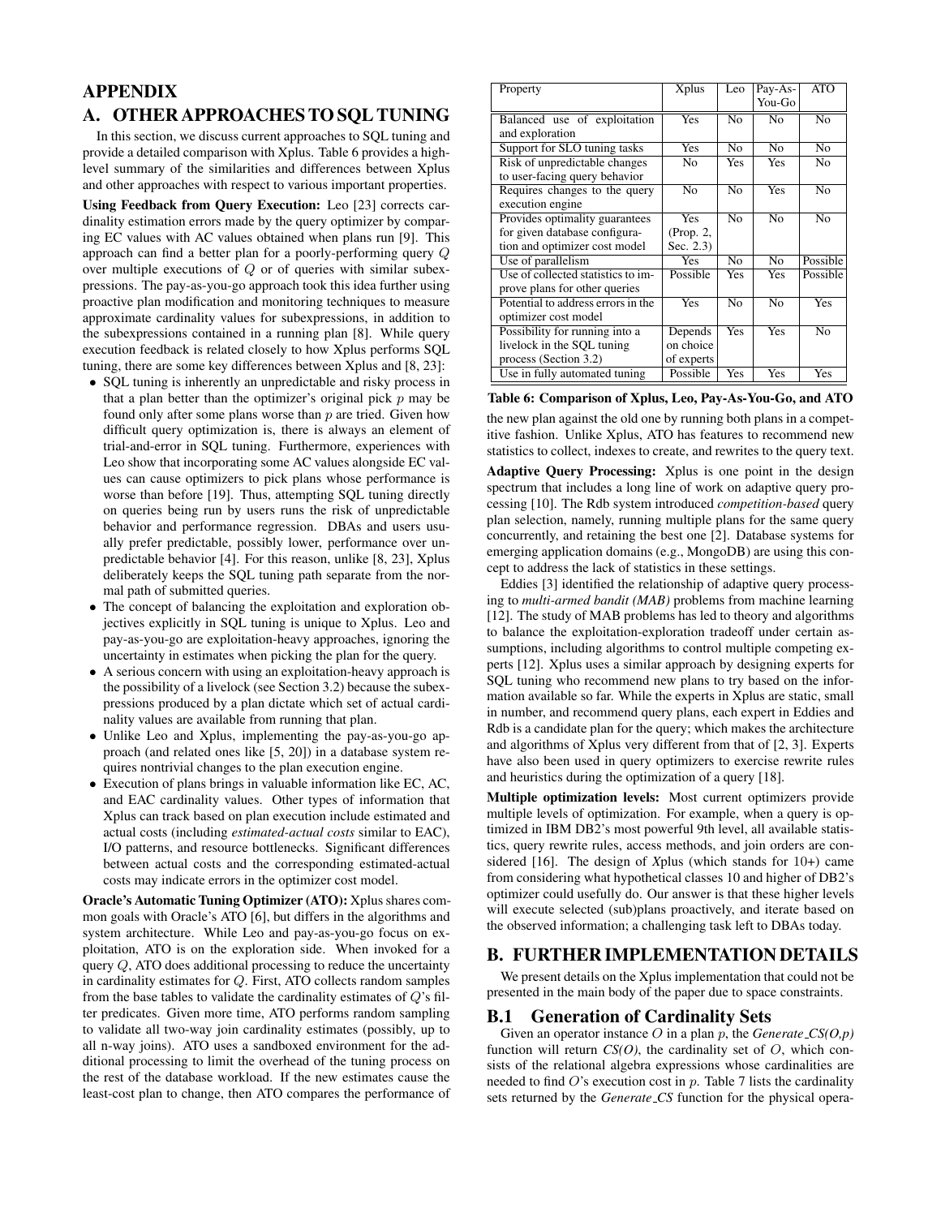# APPENDIX

## A. OTHER APPROACHES TO SQL TUNING

In this section, we discuss current approaches to SQL tuning and provide a detailed comparison with Xplus. Table 6 provides a high-level summary of the similarities and differences between Xplus and other approaches with respect to various important properties.

**Using Feedback from Query Execution:** Leo [23] corrects cardinality estimation errors made by the query optimizer by comparing EC values with AC values obtained when plans run [9]. This approach can find a better plan for a poorly-performing query $Q$ over multiple executions of $Q$ or of queries with similar subexpressions. The pay-as-you-go approach took this idea further using proactive plan modification and monitoring techniques to measure approximate cardinality values for subexpressions, in addition to the subexpressions contained in a running plan [8]. While query execution feedback is related closely to how Xplus performs SQL tuning, there are some key differences between Xplus and [8, 23]:

- SQL tuning is inherently an unpredictable and risky process in that a plan better than the optimizer's original pick $p$ may be found only after some plans worse than $p$ are tried. Given how difficult query optimization is, there is always an element of trial-and-error in SQL tuning. Furthermore, experiences with Leo show that incorporating some AC values alongside EC values can cause optimizers to pick plans whose performance is worse than before [19]. Thus, attempting SQL tuning directly on queries being run by users runs the risk of unpredictable behavior and performance regression. DBAs and users usually prefer predictable, possibly lower, performance over unpredictable behavior [4]. For this reason, unlike [8, 23], Xplus deliberately keeps the SQL tuning path separate from the normal path of submitted queries.
- The concept of balancing the exploitation and exploration objectives explicitly in SQL tuning is unique to Xplus. Leo and pay-as-you-go are exploitation-heavy approaches, ignoring the uncertainty in estimates when picking the plan for the query.
- A serious concern with using an exploitation-heavy approach is the possibility of a livelock (see Section 3.2) because the subexpressions produced by a plan dictate which set of actual cardinality values are available from running that plan.
- Unlike Leo and Xplus, implementing the pay-as-you-go approach (and related ones like [5, 20]) in a database system requires nontrivial changes to the plan execution engine.
- Execution of plans brings in valuable information like EC, AC, and EAC cardinality values. Other types of information that Xplus can track based on plan execution include estimated and actual costs (including *estimated-actual costs* similar to EAC), I/O patterns, and resource bottlenecks. Significant differences between actual costs and the corresponding estimated-actual costs may indicate errors in the optimizer cost model.

**Oracle's Automatic Tuning Optimizer (ATO):** Xplus shares common goals with Oracle's ATO [6], but differs in the algorithms and system architecture. While Leo and pay-as-you-go focus on exploitation, ATO is on the exploration side. When invoked for a query $Q$, ATO does additional processing to reduce the uncertainty in cardinality estimates for $Q$. First, ATO collects random samples from the base tables to validate the cardinality estimates of $Q$'s filter predicates. Given more time, ATO performs random sampling to validate all two-way join cardinality estimates (possibly, up to all n-way joins). ATO uses a sandboxed environment for the additional processing to limit the overhead of the tuning process on the rest of the database workload. If the new estimates cause the least-cost plan to change, then ATO compares the performance of the new plan against the old one by running both plans in a competitive fashion. Unlike Xplus, ATO has features to recommend new statistics to collect, indexes to create, and rewrites to the query text.

| Property | Xplus | Leo | Pay-As-You-Go | ATO |
|---|---|---|---|---|
| Balanced use of exploitation and exploration | Yes | No | No | No |
| Support for SLO tuning tasks | Yes | No | No | No |
| Risk of unpredictable changes to user-facing query behavior | No | Yes | Yes | No |
| Requires changes to the query execution engine | No | No | Yes | No |
| Provides optimality guarantees for given database configuration and optimizer cost model | Yes (Prop. 2, Sec. 2.3) | No | No | No |
| Use of parallelism | Yes | No | No | Possible |
| Use of collected statistics to improve plans for other queries | Possible | Yes | Yes | Possible |
| Potential to address errors in the optimizer cost model | Yes | No | No | Yes |
| Possibility for running into a livelock in the SQL tuning process (Section 3.2) | Depends on choice of experts | Yes | Yes | No |
| Use in fully automated tuning | Possible | Yes | Yes | Yes |

**Table 6: Comparison of Xplus, Leo, Pay-As-You-Go, and ATO**

**Adaptive Query Processing:** Xplus is one point in the design spectrum that includes a long line of work on adaptive query processing [10]. The Rdb system introduced *competition-based* query plan selection, namely, running multiple plans for the same query concurrently, and retaining the best one [2]. Database systems for emerging application domains (e.g., MongoDB) are using this concept to address the lack of statistics in these settings.

Eddies [3] identified the relationship of adaptive query processing to *multi-armed bandit (MAB)* problems from machine learning [12]. The study of MAB problems has led to theory and algorithms to balance the exploitation-exploration tradeoff under certain assumptions, including algorithms to control multiple competing experts [12]. Xplus uses a similar approach by designing experts for SQL tuning who recommend new plans to try based on the information available so far. While the experts in Xplus are static, small in number, and recommend query plans, each expert in Eddies and Rdb is a candidate plan for the query; which makes the architecture and algorithms of Xplus very different from that of [2, 3]. Experts have also been used in query optimizers to exercise rewrite rules and heuristics during the optimization of a query [18].

**Multiple optimization levels:** Most current optimizers provide multiple levels of optimization. For example, when a query is optimized in IBM DB2's most powerful 9th level, all available statistics, query rewrite rules, access methods, and join orders are considered [16]. The design of Xplus (which stands for 10+) came from considering what hypothetical classes 10 and higher of DB2's optimizer could usefully do. Our answer is that these higher levels will execute selected (sub)plans proactively, and iterate based on the observed information; a challenging task left to DBAs today.

## B. FURTHER IMPLEMENTATION DETAILS

We present details on the Xplus implementation that could not be presented in the main body of the paper due to space constraints.

### B.1 Generation of Cardinality Sets

Given an operator instance $O$ in a plan $p$, the *Generate_CS(O,p)* function will return *CS(O)*, the cardinality set of $O$, which consists of the relational algebra expressions whose cardinalities are needed to find $O$'s execution cost in $p$. Table 7 lists the cardinality sets returned by the *Generate_CS* function for the physical opera-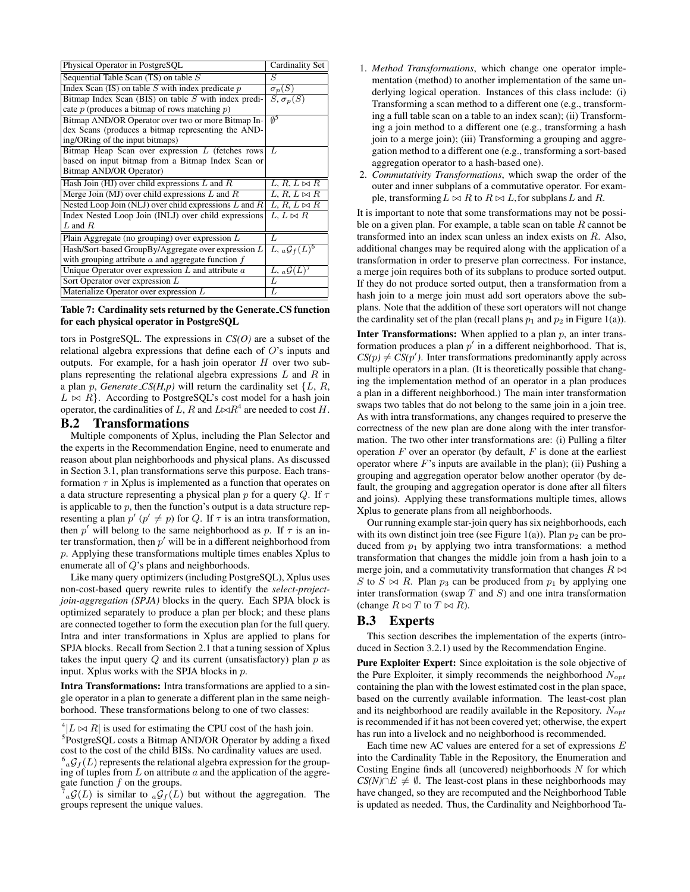| Physical Operator in PostgreSQL | Cardinality Set |
|---|---|
| Sequential Table Scan (TS) on table $S$ | $S$ |
| Index Scan (IS) on table $S$ with index predicate $p$ | $\sigma_p(S)$ |
| Bitmap Index Scan (BIS) on table $S$ with index predicate $p$ (produces a bitmap of rows matching $p$) | $S$, $\sigma_p(S)$ |
| Bitmap AND/OR Operator over two or more Bitmap Index Scans (produces a bitmap representing the ANDing/ORing of the input bitmaps) | $\emptyset$[5] |
| Bitmap Heap Scan over expression $L$ (fetches rows based on input bitmap from a Bitmap Index Scan or Bitmap AND/OR Operator) | $L$ |
| Hash Join (HJ) over child expressions $L$ and $R$ | $L$, $R$, $L \bowtie R$ |
| Merge Join (MJ) over child expressions $L$ and $R$ | $L$, $R$, $L \bowtie R$ |
| Nested Loop Join (NLJ) over child expressions $L$ and $R$ | $L$, $R$, $L \bowtie R$ |
| Index Nested Loop Join (INLJ) over child expressions $L$ and $R$ | $L$, $L \bowtie R$ |
| Plain Aggregate (no grouping) over expression $L$ | $L$ |
| Hash/Sort-based GroupBy/Aggregate over expression $L$ with grouping attribute $a$ and aggregate function $f$ | $L$, ${}_a\mathcal{G}_f(L)$[6] |
| Unique Operator over expression $L$ and attribute $a$ | $L$, ${}_a\mathcal{G}(L)$[7] |
| Sort Operator over expression $L$ | $L$ |
| Materialize Operator over expression $L$ | $L$ |

**Table 7: Cardinality sets returned by the Generate_CS function for each physical operator in PostgreSQL**

tors in PostgreSQL. The expressions in *CS(O)* are a subset of the relational algebra expressions that define each of $O$'s inputs and outputs. For example, for a hash join operator $H$ over two subplans representing the relational algebra expressions $L$ and $R$ in a plan $p$, *Generate_CS(H,p)* will return the cardinality set $\{L, R, L \bowtie R\}$. According to PostgreSQL's cost model for a hash join operator, the cardinalities of $L$, $R$ and $L \bowtie R$[4] are needed to cost $H$.

## B.2 Transformations

Multiple components of Xplus, including the Plan Selector and the experts in the Recommendation Engine, need to enumerate and reason about plan neighborhoods and physical plans. As discussed in Section 3.1, plan transformations serve this purpose. Each transformation $\tau$ in Xplus is implemented as a function that operates on a data structure representing a physical plan $p$ for a query $Q$. If $\tau$ is applicable to $p$, then the function's output is a data structure representing a plan $p'$ ($p' \neq p$) for $Q$. If $\tau$ is an intra transformation, then $p'$ will belong to the same neighborhood as $p$. If $\tau$ is an inter transformation, then $p'$ will be in a different neighborhood from $p$. Applying these transformations multiple times enables Xplus to enumerate all of $Q$'s plans and neighborhoods.

Like many query optimizers (including PostgreSQL), Xplus uses non-cost-based query rewrite rules to identify the *select-project-join-aggregation (SPJA)* blocks in the query. Each SPJA block is optimized separately to produce a plan per block; and these plans are connected together to form the execution plan for the full query. Intra and inter transformations in Xplus are applied to plans for SPJA blocks. Recall from Section 2.1 that a tuning session of Xplus takes the input query $Q$ and its current (unsatisfactory) plan $p$ as input. Xplus works with the SPJA blocks in $p$.

**Intra Transformations:** Intra transformations are applied to a single operator in a plan to generate a different plan in the same neighborhood. These transformations belong to one of two classes:

1. *Method Transformations*, which change one operator implementation (method) to another implementation of the same underlying logical operation. Instances of this class include: (i) Transforming a scan method to a different one (e.g., transforming a full table scan on a table to an index scan); (ii) Transforming a join method to a different one (e.g., transforming a hash join to a merge join); (iii) Transforming a grouping and aggregation method to a different one (e.g., transforming a sort-based aggregation operator to a hash-based one).
2. *Commutativity Transformations*, which swap the order of the outer and inner subplans of a commutative operator. For example, transforming $L \bowtie R$ to $R \bowtie L$, for subplans $L$ and $R$.

It is important to note that some transformations may not be possible on a given plan. For example, a table scan on table $R$ cannot be transformed into an index scan unless an index exists on $R$. Also, additional changes may be required along with the application of a transformation in order to preserve plan correctness. For instance, a merge join requires both of its subplans to produce sorted output. If they do not produce sorted output, then a transformation from a hash join to a merge join must add sort operators above the subplans. Note that the addition of these sort operators will not change the cardinality set of the plan (recall plans $p_1$ and $p_2$ in Figure 1(a)).

**Inter Transformations:** When applied to a plan $p$, an inter transformation produces a plan $p'$ in a different neighborhood. That is, $CS(p) \neq CS(p')$. Inter transformations predominantly apply across multiple operators in a plan. (It is theoretically possible that changing the implementation method of an operator in a plan produces a plan in a different neighborhood.) The main inter transformation swaps two tables that do not belong to the same join in a join tree. As with intra transformations, any changes required to preserve the correctness of the new plan are done along with the inter transformation. The two other inter transformations are: (i) Pulling a filter operation $F$ over an operator (by default, $F$ is done at the earliest operator where $F$'s inputs are available in the plan); (ii) Pushing a grouping and aggregation operator below another operator (by default, the grouping and aggregation operator is done after all filters and joins). Applying these transformations multiple times, allows Xplus to generate plans from all neighborhoods.

Our running example star-join query has six neighborhoods, each with its own distinct join tree (see Figure 1(a)). Plan $p_2$ can be produced from $p_1$ by applying two intra transformations: a method transformation that changes the middle join from a hash join to a merge join, and a commutativity transformation that changes $R \bowtie S$ to $S \bowtie R$. Plan $p_3$ can be produced from $p_1$ by applying one inter transformation (swap $T$ and $S$) and one intra transformation (change $R \bowtie T$ to $T \bowtie R$).

## B.3 Experts

This section describes the implementation of the experts (introduced in Section 3.2.1) used by the Recommendation Engine.

**Pure Exploiter Expert:** Since exploitation is the sole objective of the Pure Exploiter, it simply recommends the neighborhood $N_{opt}$ containing the plan with the lowest estimated cost in the plan space, based on the currently available information. The least-cost plan and its neighborhood are readily available in the Repository. $N_{opt}$ is recommended if it has not been covered yet; otherwise, the expert has run into a livelock and no neighborhood is recommended.

Each time new AC values are entered for a set of expressions $E$ into the Cardinality Table in the Repository, the Enumeration and Costing Engine finds all (uncovered) neighborhoods $N$ for which $CS(N) \cap E \neq \emptyset$. The least-cost plans in these neighborhoods may have changed, so they are recomputed and the Neighborhood Table is updated as needed. Thus, the Cardinality and Neighborhood Ta-

[4] $|L \bowtie R|$ is used for estimating the CPU cost of the hash join.

[5] PostgreSQL costs a Bitmap AND/OR Operator by adding a fixed cost to the cost of the child BISs. No cardinality values are used.

[6] ${}_a\mathcal{G}_f(L)$ represents the relational algebra expression for the grouping of tuples from $L$ on attribute $a$ and the application of the aggregate function $f$ on the groups.

[7] ${}_a\mathcal{G}(L)$ is similar to ${}_a\mathcal{G}_f(L)$ but without the aggregation. The groups represent the unique values.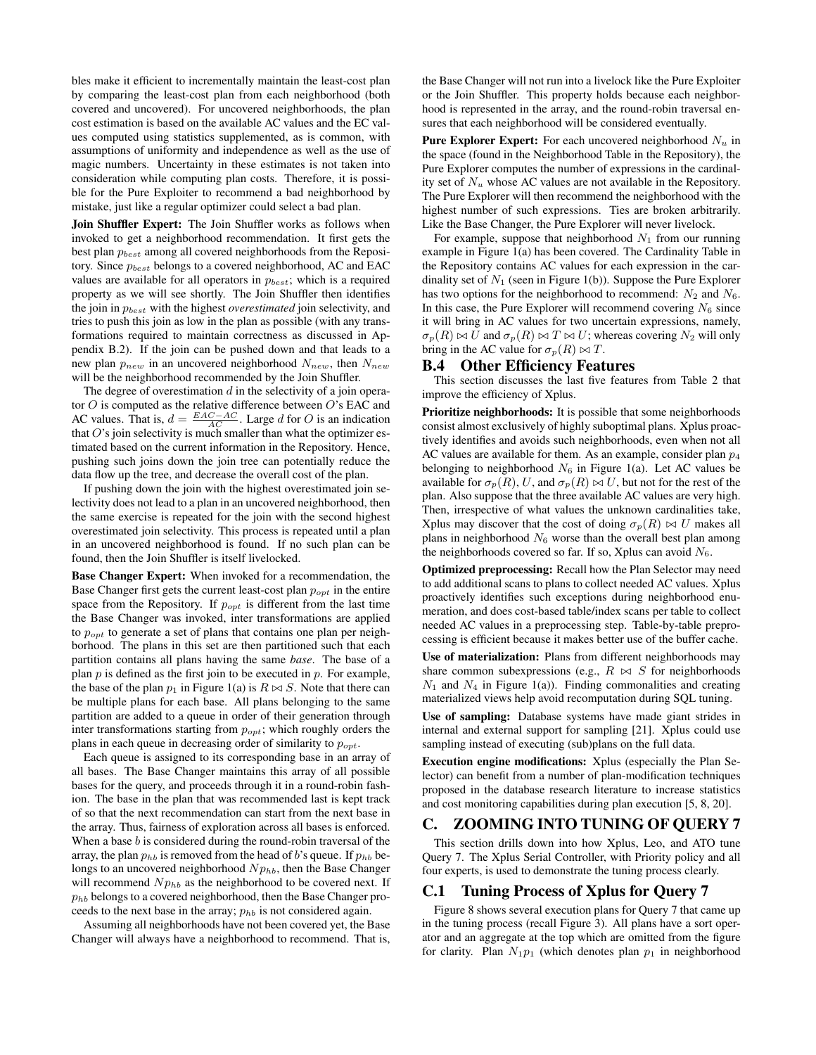bles make it efficient to incrementally maintain the least-cost plan by comparing the least-cost plan from each neighborhood (both covered and uncovered). For uncovered neighborhoods, the plan cost estimation is based on the available AC values and the EC values computed using statistics supplemented, as is common, with assumptions of uniformity and independence as well as the use of magic numbers. Uncertainty in these estimates is not taken into consideration while computing plan costs. Therefore, it is possible for the Pure Exploiter to recommend a bad neighborhood by mistake, just like a regular optimizer could select a bad plan.

**Join Shuffler Expert:** The Join Shuffler works as follows when invoked to get a neighborhood recommendation. It first gets the best plan $p_{best}$ among all covered neighborhoods from the Repository. Since $p_{best}$ belongs to a covered neighborhood, AC and EAC values are available for all operators in $p_{best}$; which is a required property as we will see shortly. The Join Shuffler then identifies the join in $p_{best}$ with the highest *overestimated* join selectivity, and tries to push this join as low in the plan as possible (with any transformations required to maintain correctness as discussed in Appendix B.2). If the join can be pushed down and that leads to a new plan $p_{new}$ in an uncovered neighborhood $N_{new}$, then $N_{new}$ will be the neighborhood recommended by the Join Shuffler.

The degree of overestimation $d$ in the selectivity of a join operator $O$ is computed as the relative difference between $O$'s EAC and AC values. That is, $d = \frac{EAC-AC}{AC}$. Large $d$ for $O$ is an indication that $O$'s join selectivity is much smaller than what the optimizer estimated based on the current information in the Repository. Hence, pushing such joins down the join tree can potentially reduce the data flow up the tree, and decrease the overall cost of the plan.

If pushing down the join with the highest overestimated join selectivity does not lead to a plan in an uncovered neighborhood, then the same exercise is repeated for the join with the second highest overestimated join selectivity. This process is repeated until a plan in an uncovered neighborhood is found. If no such plan can be found, then the Join Shuffler is itself livelocked.

**Base Changer Expert:** When invoked for a recommendation, the Base Changer first gets the current least-cost plan $p_{opt}$ in the entire space from the Repository. If $p_{opt}$ is different from the last time the Base Changer was invoked, inter transformations are applied to $p_{opt}$ to generate a set of plans that contains one plan per neighborhood. The plans in this set are then partitioned such that each partition contains all plans having the same *base*. The base of a plan $p$ is defined as the first join to be executed in $p$. For example, the base of the plan $p_1$ in Figure 1(a) is $R \bowtie S$. Note that there can be multiple plans for each base. All plans belonging to the same partition are added to a queue in order of their generation through inter transformations starting from $p_{opt}$; which roughly orders the plans in each queue in decreasing order of similarity to $p_{opt}$.

Each queue is assigned to its corresponding base in an array of all bases. The Base Changer maintains this array of all possible bases for the query, and proceeds through it in a round-robin fashion. The base in the plan that was recommended last is kept track of so that the next recommendation can start from the next base in the array. Thus, fairness of exploration across all bases is enforced. When a base $b$ is considered during the round-robin traversal of the array, the plan $p_{hb}$ is removed from the head of $b$'s queue. If $p_{hb}$ belongs to an uncovered neighborhood $Np_{hb}$, then the Base Changer will recommend $Np_{hb}$ as the neighborhood to be covered next. If $p_{hb}$ belongs to a covered neighborhood, then the Base Changer proceeds to the next base in the array; $p_{hb}$ is not considered again.

Assuming all neighborhoods have not been covered yet, the Base Changer will always have a neighborhood to recommend. That is, the Base Changer will not run into a livelock like the Pure Exploiter or the Join Shuffler. This property holds because each neighborhood is represented in the array, and the round-robin traversal ensures that each neighborhood will be considered eventually.

**Pure Explorer Expert:** For each uncovered neighborhood $N_u$ in the space (found in the Neighborhood Table in the Repository), the Pure Explorer computes the number of expressions in the cardinality set of $N_u$ whose AC values are not available in the Repository. The Pure Explorer will then recommend the neighborhood with the highest number of such expressions. Ties are broken arbitrarily. Like the Base Changer, the Pure Explorer will never livelock.

For example, suppose that neighborhood $N_1$ from our running example in Figure 1(a) has been covered. The Cardinality Table in the Repository contains AC values for each expression in the cardinality set of $N_1$ (seen in Figure 1(b)). Suppose the Pure Explorer has two options for the neighborhood to recommend: $N_2$ and $N_6$. In this case, the Pure Explorer will recommend covering $N_6$ since it will bring in AC values for two uncertain expressions, namely, $\sigma_p(R) \bowtie U$ and $\sigma_p(R) \bowtie T \bowtie U$; whereas covering $N_2$ will only bring in the AC value for $\sigma_p(R) \bowtie T$.

## B.4 Other Efficiency Features

This section discusses the last five features from Table 2 that improve the efficiency of Xplus.

**Prioritize neighborhoods:** It is possible that some neighborhoods consist almost exclusively of highly suboptimal plans. Xplus proactively identifies and avoids such neighborhoods, even when not all AC values are available for them. As an example, consider plan $p_4$ belonging to neighborhood $N_6$ in Figure 1(a). Let AC values be available for $\sigma_p(R)$, $U$, and $\sigma_p(R) \bowtie U$, but not for the rest of the plan. Also suppose that the three available AC values are very high. Then, irrespective of what values the unknown cardinalities take, Xplus may discover that the cost of doing $\sigma_p(R) \bowtie U$ makes all plans in neighborhood $N_6$ worse than the overall best plan among the neighborhoods covered so far. If so, Xplus can avoid $N_6$.

**Optimized preprocessing:** Recall how the Plan Selector may need to add additional scans to plans to collect needed AC values. Xplus proactively identifies such exceptions during neighborhood enumeration, and does cost-based table/index scans per table to collect needed AC values in a preprocessing step. Table-by-table preprocessing is efficient because it makes better use of the buffer cache.

**Use of materialization:** Plans from different neighborhoods may share common subexpressions (e.g., $R \bowtie S$ for neighborhoods $N_1$ and $N_4$ in Figure 1(a)). Finding commonalities and creating materialized views help avoid recomputation during SQL tuning.

**Use of sampling:** Database systems have made giant strides in internal and external support for sampling [21]. Xplus could use sampling instead of executing (sub)plans on the full data.

**Execution engine modifications:** Xplus (especially the Plan Selector) can benefit from a number of plan-modification techniques proposed in the database research literature to increase statistics and cost monitoring capabilities during plan execution [5, 8, 20].

# C. ZOOMING INTO TUNING OF QUERY 7

This section drills down into how Xplus, Leo, and ATO tune Query 7. The Xplus Serial Controller, with Priority policy and all four experts, is used to demonstrate the tuning process clearly.

## C.1 Tuning Process of Xplus for Query 7

Figure 8 shows several execution plans for Query 7 that came up in the tuning process (recall Figure 3). All plans have a sort operator and an aggregate at the top which are omitted from the figure for clarity. Plan $N_1p_1$ (which denotes plan $p_1$ in neighborhood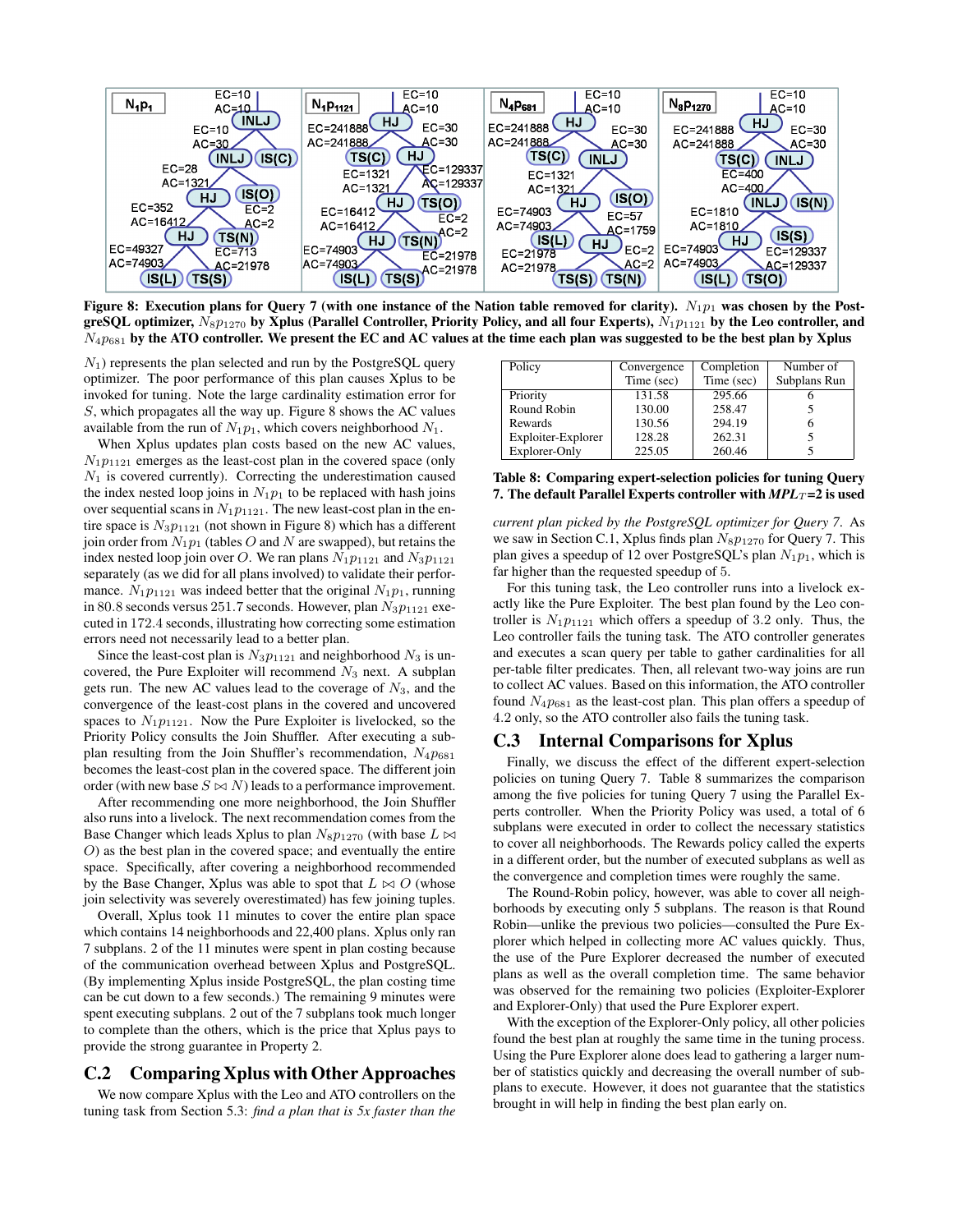N₁p₁

EC=10
AC=10
INLJ
EC=10
AC=30
INLJ
IS(C)
EC=28
AC=1321
HJ
IS(O)
EC=352
AC=16412
EC=2
AC=2
HJ
TS(N)
EC=49327
AC=74903
EC=713
AC=21978
IS(L)
TS(S)

N₁p₁₁₂₁

EC=10
AC=10
HJ
EC=241888
AC=241888
EC=30
AC=30
TS(C)
HJ
EC=1321
AC=1321
EC=129337
AC=129337
HJ
TS(O)
EC=16412
AC=16412
EC=2
AC=2
HJ
TS(N)
EC=74903
AC=74903
EC=21978
AC=21978
IS(L)
TS(S)

N₄p₆₈₁

EC=10
AC=10
HJ
EC=241888
AC=241888
EC=30
AC=30
TS(C)
INLJ
EC=1321
AC=1321
HJ
IS(O)
EC=74903
AC=74903
EC=57
AC=1759
IS(L)
HJ
EC=21978
AC=21978
EC=2
AC=2
TS(S)
TS(N)

N₈p₁₂₇₀

EC=10
AC=10
HJ
EC=241888
AC=241888
EC=30
AC=30
TS(C)
INLJ
EC=400
AC=400
INLJ
IS(N)
EC=1810
AC=1810
HJ
IS(S)
EC=74903
AC=74903
EC=129337
AC=129337
IS(L)
TS(O)

**Figure 8: Execution plans for Query 7 (with one instance of the Nation table removed for clarity). $N_1p_1$ was chosen by the PostgreSQL optimizer, $N_8p_{1270}$ by Xplus (Parallel Controller, Priority Policy, and all four Experts), $N_1p_{1121}$ by the Leo controller, and $N_4p_{681}$ by the ATO controller. We present the EC and AC values at the time each plan was suggested to be the best plan by Xplus**

$N_1$) represents the plan selected and run by the PostgreSQL query optimizer. The poor performance of this plan causes Xplus to be invoked for tuning. Note the large cardinality estimation error for $S$, which propagates all the way up. Figure 8 shows the AC values available from the run of $N_1p_1$, which covers neighborhood $N_1$.

When Xplus updates plan costs based on the new AC values, $N_1p_{1121}$ emerges as the least-cost plan in the covered space (only $N_1$ is covered currently). Correcting the underestimation caused the index nested loop joins in $N_1p_1$ to be replaced with hash joins over sequential scans in $N_1p_{1121}$. The new least-cost plan in the entire space is $N_3p_{1121}$ (not shown in Figure 8) which has a different join order from $N_1p_1$ (tables $O$ and $N$ are swapped), but retains the index nested loop join over $O$. We ran plans $N_1p_{1121}$ and $N_3p_{1121}$ separately (as we did for all plans involved) to validate their performance. $N_1p_{1121}$ was indeed better that the original $N_1p_1$, running in 80.8 seconds versus 251.7 seconds. However, plan $N_3p_{1121}$ executed in 172.4 seconds, illustrating how correcting some estimation errors need not necessarily lead to a better plan.

Since the least-cost plan is $N_3p_{1121}$ and neighborhood $N_3$ is uncovered, the Pure Exploiter will recommend $N_3$ next. A subplan gets run. The new AC values lead to the coverage of $N_3$, and the convergence of the least-cost plans in the covered and uncovered spaces to $N_1p_{1121}$. Now the Pure Exploiter is livelocked, so the Priority Policy consults the Join Shuffler. After executing a subplan resulting from the Join Shuffler's recommendation, $N_4p_{681}$ becomes the least-cost plan in the covered space. The different join order (with new base $S \bowtie N$) leads to a performance improvement.

After recommending one more neighborhood, the Join Shuffler also runs into a livelock. The next recommendation comes from the Base Changer which leads Xplus to plan $N_8p_{1270}$ (with base $L \bowtie O$) as the best plan in the covered space; and eventually the entire space. Specifically, after covering a neighborhood recommended by the Base Changer, Xplus was able to spot that $L \bowtie O$ (whose join selectivity was severely overestimated) has few joining tuples.

Overall, Xplus took 11 minutes to cover the entire plan space which contains 14 neighborhoods and 22,400 plans. Xplus only ran 7 subplans. 2 of the 11 minutes were spent in plan costing because of the communication overhead between Xplus and PostgreSQL. (By implementing Xplus inside PostgreSQL, the plan costing time can be cut down to a few seconds.) The remaining 9 minutes were spent executing subplans. 2 out of the 7 subplans took much longer to complete than the others, which is the price that Xplus pays to provide the strong guarantee in Property 2.

## C.2 Comparing Xplus with Other Approaches

We now compare Xplus with the Leo and ATO controllers on the tuning task from Section 5.3: *find a plan that is 5x faster than the current plan picked by the PostgreSQL optimizer for Query 7*. As we saw in Section C.1, Xplus finds plan $N_8p_{1270}$ for Query 7. This plan gives a speedup of 12 over PostgreSQL's plan $N_1p_1$, which is far higher than the requested speedup of 5.

For this tuning task, the Leo controller runs into a livelock exactly like the Pure Exploiter. The best plan found by the Leo controller is $N_1p_{1121}$ which offers a speedup of 3.2 only. Thus, the Leo controller fails the tuning task. The ATO controller generates and executes a scan query per table to gather cardinalities for all per-table filter predicates. Then, all relevant two-way joins are run to collect AC values. Based on this information, the ATO controller found $N_4p_{681}$ as the least-cost plan. This plan offers a speedup of 4.2 only, so the ATO controller also fails the tuning task.

| Policy | Convergence Time (sec) | Completion Time (sec) | Number of Subplans Run |
|---|---|---|---|
| Priority | 131.58 | 295.66 | 6 |
| Round Robin | 130.00 | 258.47 | 5 |
| Rewards | 130.56 | 294.19 | 6 |
| Exploiter-Explorer | 128.28 | 262.31 | 5 |
| Explorer-Only | 225.05 | 260.46 | 5 |

**Table 8: Comparing expert-selection policies for tuning Query 7. The default Parallel Experts controller with *$MPL_T$=2* is used**

## C.3 Internal Comparisons for Xplus

Finally, we discuss the effect of the different expert-selection policies on tuning Query 7. Table 8 summarizes the comparison among the five policies for tuning Query 7 using the Parallel Experts controller. When the Priority Policy was used, a total of 6 subplans were executed in order to collect the necessary statistics to cover all neighborhoods. The Rewards policy called the experts in a different order, but the number of executed subplans as well as the convergence and completion times were roughly the same.

The Round-Robin policy, however, was able to cover all neighborhoods by executing only 5 subplans. The reason is that Round Robin—unlike the previous two policies—consulted the Pure Explorer which helped in collecting more AC values quickly. Thus, the use of the Pure Explorer decreased the number of executed plans as well as the overall completion time. The same behavior was observed for the remaining two policies (Exploiter-Explorer and Explorer-Only) that used the Pure Explorer expert.

With the exception of the Explorer-Only policy, all other policies found the best plan at roughly the same time in the tuning process. Using the Pure Explorer alone does lead to gathering a larger number of statistics quickly and decreasing the overall number of subplans to execute. However, it does not guarantee that the statistics brought in will help in finding the best plan early on.